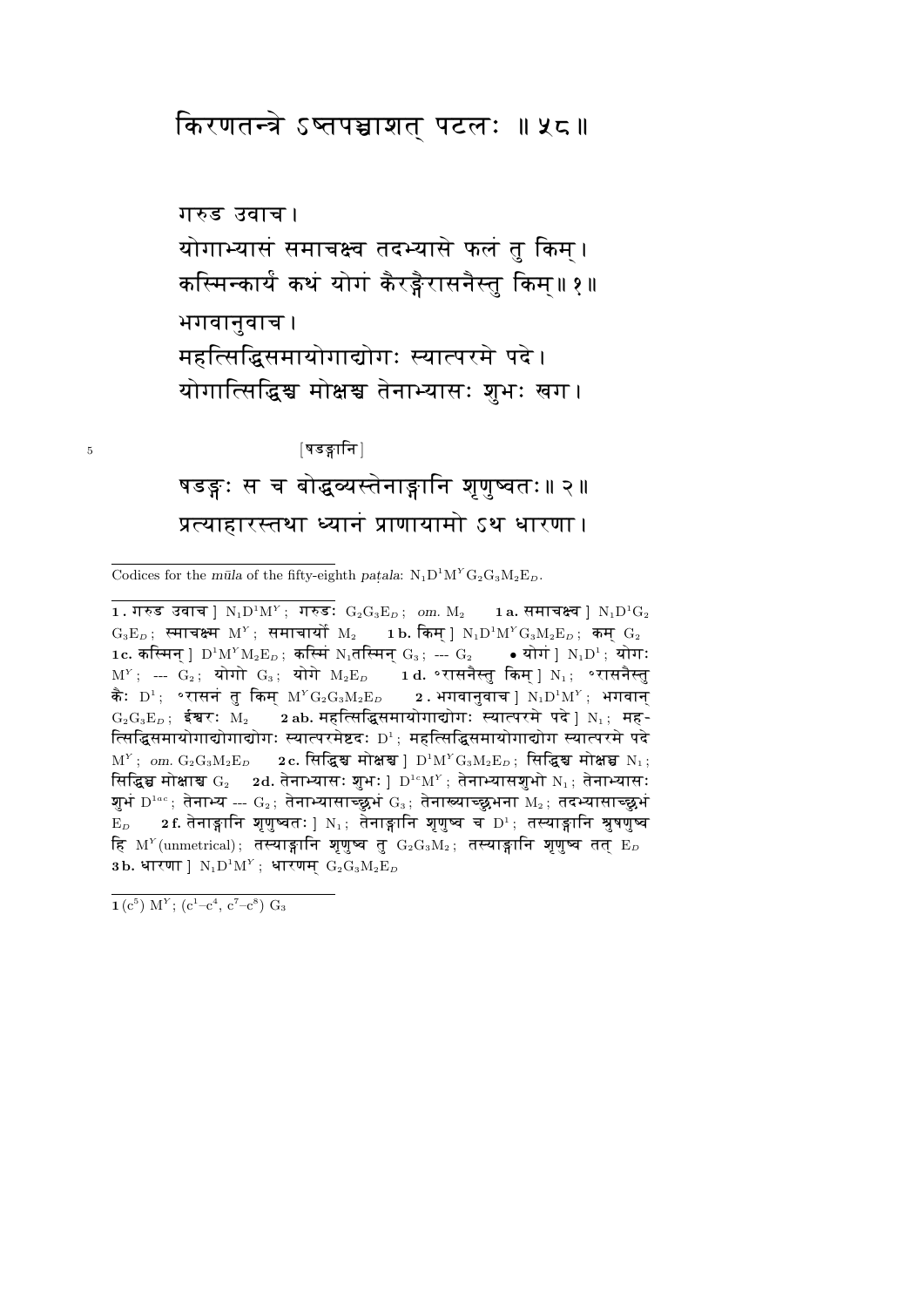# किरणतन्त्रे ऽष्टपञ्चाशत् पटलः ॥ ५८ ॥

गरुड उवाच।
योगाभ्यासं समाचक्ष्व तदभ्यासे फलं तु किम्।
कस्मिन्कार्यं कथं योगं कैरङ्गैरासनैस्तु किम्॥ १॥
भगवानुवाच।
महत्सिद्धिसमायोगाद्योगः स्यात्परमे पदे।
योगात्सिद्धिश्च मोक्षश्च तेनाभ्यासः शुभः खग।

[षडङ्गानि]

षडङ्गः स च बोद्धव्यस्तेनाङ्गानि शृणुष्वतः॥ २॥
प्रत्याहारस्तथा ध्यानं प्राणायामो ऽथ धारणा।

---

Codices for the *mūla* of the fifty-eighth *paṭala*: $N_1D^1M^YG_2G_3M_2E_D$.

---

**1.** गरुड उवाच ] $N_1D^1M^Y$; गरुडः $G_2G_3E_D$; *om.* $M_2$ **1a.** समाचक्ष्व ] $N_1D^1G_2$ $G_3E_D$; स्माचक्ष्म $M^Y$; समाचार्यो $M_2$ **1b.** किम् ] $N_1D^1M^YG_3M_2E_D$; कम् $G_2$ **1c.** कस्मिन् ] $D^1M^YM_2E_D$; कस्मिं $N_1$तस्मिन् $G_3$; --- $G_2$ • योगं ] $N_1D^1$; योगः $M^Y$; --- $G_2$; योगो $G_3$; योगे $M_2E_D$ **1d.** °रासनैस्तु किम् ] $N_1$; °रासनैस्तु कैः $D^1$; °रासनं तु किम् $M^YG_2G_3M_2E_D$ **2.** भगवानुवाच ] $N_1D^1M^Y$; भगवान् $G_2G_3E_D$; ईश्वरः $M_2$ **2ab.** महत्सिद्धिसमायोगाद्योगः स्यात्परमे पदे ] $N_1$; महत्सिद्धिसमायोगाद्योगाद्योगः स्यात्परमेष्टदः $D^1$; महत्सिद्धिसमायोगाद्योग स्यात्परमे पदे $M^Y$; *om.* $G_2G_3M_2E_D$ **2c.** सिद्धिश्च मोक्षश्च ] $D^1M^YG_3M_2E_D$; सिद्धिश्च मोक्षश्च $N_1$; सिद्धिद्य मोक्षाश्च $G_2$ **2d.** तेनाभ्यासः शुभः ] $D^{1c}M^Y$; तेनाभ्यासशुभो $N_1$; तेनाभ्यासः शुभं $D^{1ac}$; तेनाभ्य --- $G_2$; तेनाभ्यासाच्छुभं $G_3$; तेनाख्याच्छुभना $M_2$; तदभ्यासाच्छुभं $E_D$ **2f.** तेनाङ्गानि शृणुष्वतः ] $N_1$; तेनाङ्गानि शृणुष्व च $D^1$; तस्याङ्गानि श्रुषणुष्व हि $M^Y$(unmetrical); तस्याङ्गानि शृणुष्व तु $G_2G_3M_2$; तस्याङ्गानि शृणुष्व तत् $E_D$ **3b.** धारणा ] $N_1D^1M^Y$; धारणम् $G_2G_3M_2E_D$

---

**1** ($c^5$) $M^Y$; ($c^1$–$c^4$, $c^7$–$c^8$) $G_3$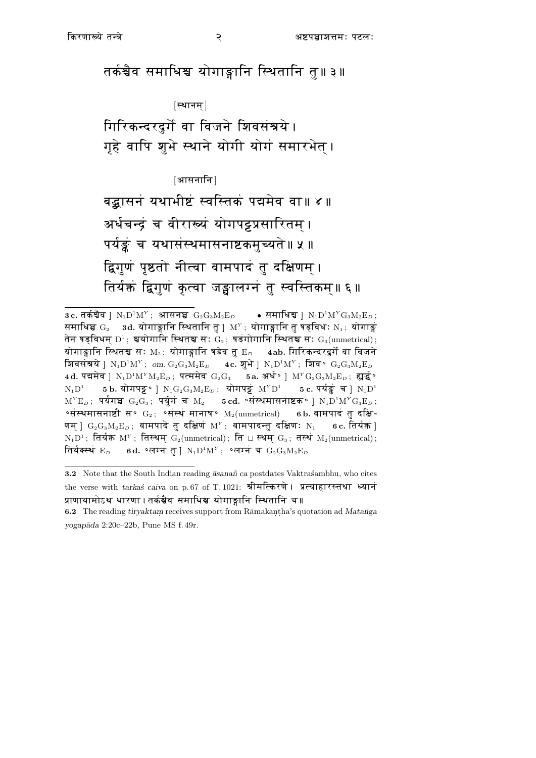तर्कश्चैव समाधिश्च योगाङ्गानि स्थितानि तु॥ ३॥

[स्थानम्]

गिरिकन्दरदुर्गे वा विजने शिवसंश्रये।
गृहे वापि शुभे स्थाने योगी योगं समारभेत्।

[आसनानि]

बद्धासनं यथाभीष्टं स्वस्तिकं पद्ममेव वा॥ ४॥
अर्धचन्द्रं च वीराख्यं योगपट्टप्रसारितम्।
पर्यङ्कं च यथासंस्थमासनाष्टकमुच्यते॥ ५॥
द्विगुणं पृष्ठतो नीत्वा वामपादं तु दक्षिणम्।
तिर्यक्तं द्विगुणं कृत्वा जङ्घालग्नं तु स्वस्तिकम्॥ ६॥

---

**3c.** तर्कश्चैव ] $N_1D^1M^Y$; आसनञ्च $G_2G_3M_2E_D$ • समाधिश्च ] $N_1D^1M^YG_3M_2E_D$; समाधिद्ध $G_2$ **3d.** योगाङ्गानि स्थितानि तु ] $M^Y$; योगाङ्गानि तु षड्विधः $N_1$; योगाङ्गं तेन षड्विधम् $D^1$; श्चयोगानि स्थितश्च सः $G_2$; षडंगोगानि स्थितश्च सः $G_3$(unmetrical); योगाङ्गानि स्थितश्च सः $M_2$; योगाङ्गानि षडेव तु $E_D$ **4ab.** गिरिकन्दरदुर्गे वा विजने शिवसंश्रये ] $N_1D^1M^Y$; *om.* $G_2G_3M_2E_D$ **4c.** शुभे ] $N_1D^1M^Y$; शिव° $G_2G_3M_2E_D$ **4d.** पद्ममेव ] $N_1D^1M^YM_2E_D$; पत्ममेव $G_2G_3$ **5a.** अर्ध° ] $M^YG_2G_3M_2E_D$; ह्यर्द्ध° $N_1D^1$ **5b.** योगपट्ट° ] $N_1G_2G_3M_2E_D$; योगपट्टं $M^YD^1$ **5c.** पर्यङ्कं च ] $N_1D^1M^YE_D$; पर्यंगञ्च $G_2G_3$; पर्युगं च $M_2$ **5cd.** °संस्थमासनाष्टक° ] $N_1D^1M^YG_3E_D$; °संस्थमासनाष्टौ स° $G_2$; °संस्थं मानाष° $M_2$(unmetrical) **6b.** वामपादं तु दक्षिणम् ] $G_2G_3M_2E_D$; वामपादे तु दक्षिणं $M^Y$; वामपादन्तु दक्षिणः $N_1$ **6c.** तिर्यक्तं ] $N_1D^1$; तिर्यक्त $M^Y$; तिस्थम् $G_2$(unmetrical); ति ⊔ स्थम् $G_3$; तस्थं $M_2$(unmetrical); तिर्यक्स्थं $E_D$ **6d.** °लग्नं तु ] $N_1D^1M^Y$; °लग्नं च $G_2G_3M_2E_D$

---

**3.2** Note that the South Indian reading *āsanañ ca* postdates Vaktraśambhu, who cites the verse with *tarkaś caiva* on p. 67 of T. 1021: श्रीमत्किरणे। प्रत्याहारस्तथा ध्यानं प्राणायामोऽथ धारणा। तर्कश्चैव समाधिश्च योगाङ्गानि स्थितानि च॥

**6.2** The reading *tiryaktaṃ* receives support from Rāmakaṇṭha's quotation ad *Mataṅga yogapāda* 2:20c–22b, Pune MS f. 49r.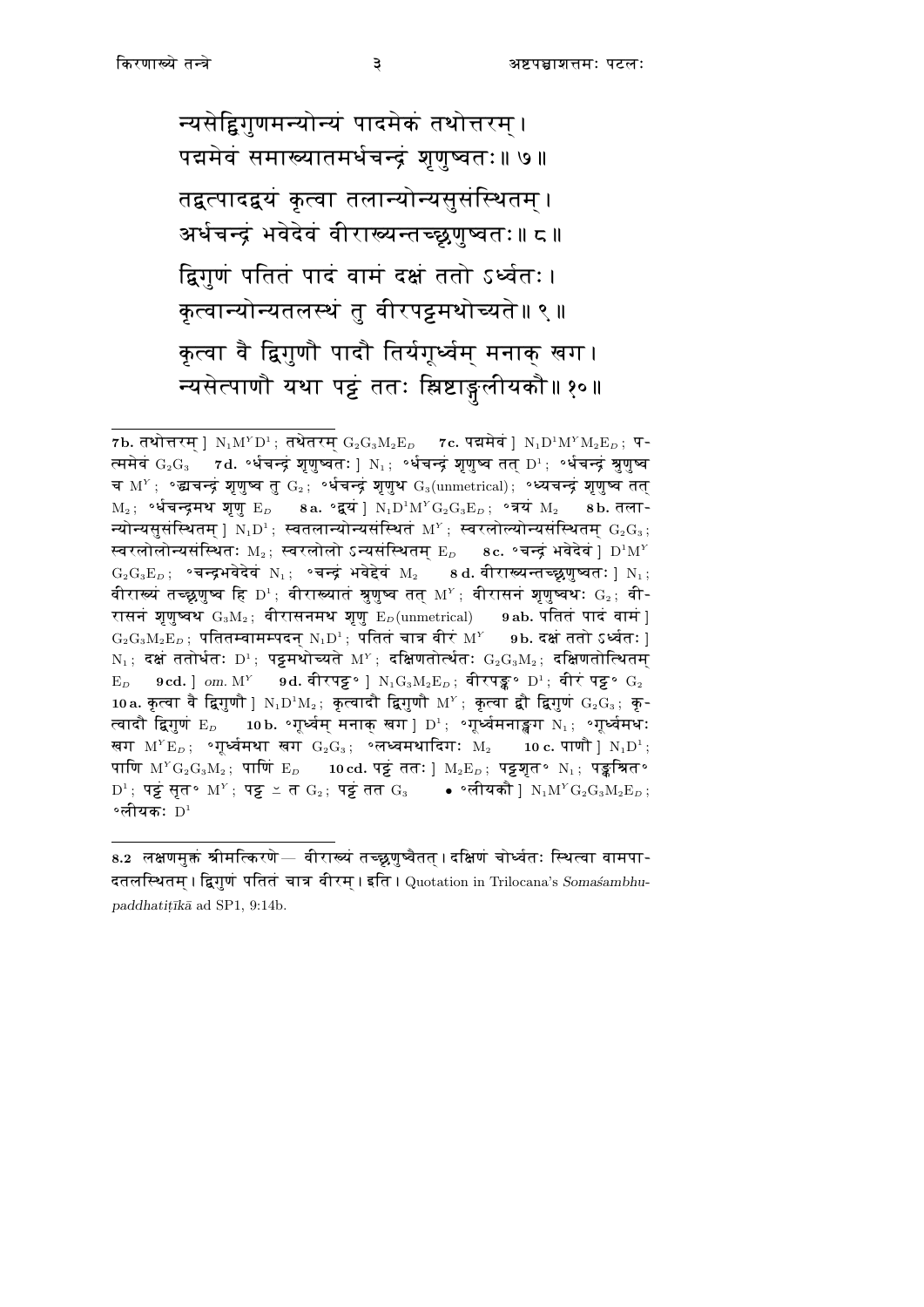न्यसेद्विगुणमन्योन्यं पादमेकं तथोत्तरम् ।
पद्ममेवं समाख्यातमर्धचन्द्रं शृणुष्वतः ॥ ७ ॥

तद्वत्पादद्वयं कृत्वा तलान्योन्यसुसंस्थितम् ।
अर्धचन्द्रं भवेदेवं वीराख्यन्तच्छृणुष्वतः ॥ ८ ॥

द्विगुणं पतितं पादं वामं दक्षं ततो ऽर्ध्वतः ।
कृत्वान्योन्यतलस्थं तु वीरपट्टमथोच्यते ॥ ९ ॥

कृत्वा वै द्विगुणौ पादौ तिर्यगूर्ध्वम् मनाक् खग ।
न्यसेत्पाणौ यथा पट्टं ततः श्लिष्टाङ्गुलीयकौ ॥ १० ॥

---

**7b.** तथोत्तरम् ] $N_1M^YD^1$; तथेतरम् $G_2G_3M_2E_D$ **7c.** पद्ममेवं ] $N_1D^1M^YM_2E_D$; पत्ममेवं $G_2G_3$ **7d.** °र्धचन्द्रं शृणुष्वतः ] $N_1$; °र्धचन्द्रं शृणुष्व तत् $D^1$; °र्धचन्द्रं श्रुणुष्व च $M^Y$; °द्यचन्द्रं शृणुष्व तु $G_2$; °र्धचन्द्रं शृणुश्च $G_3$(unmetrical); °ध्यचन्द्रं शृणुष्व तत् $M_2$; °र्धचन्द्रमथ शृणु $E_D$ **8a.** °द्वयं ] $N_1D^1M^YG_2G_3E_D$; °त्रयं $M_2$ **8b.** तलान्योन्यसुसंस्थितम् ] $N_1D^1$; स्वतलान्योन्यसंस्थितं $M^Y$; स्वरलोल्योन्यसंस्थितम् $G_2G_3$; स्वरलोलोन्यसंस्थितः $M_2$; स्वरलोलो ऽन्यसंस्थितम् $E_D$ **8c.** °चन्द्रं भवेदेवं ] $D^1M^Y G_2G_3E_D$; °चन्द्रभवेदेवं $N_1$; °चन्द्रं भवेद्देवं $M_2$ **8d.** वीराख्यन्तच्छृणुष्वतः ] $N_1$; वीराख्यं तच्छृणुष्व हि $D^1$; वीराख्यातं श्रुणुष्व तत् $M^Y$; वीरासनं शृणुष्वथः $G_2$; वीरासनं शृणुष्वथ $G_3M_2$; वीरासनमथ शृणु $E_D$(unmetrical) **9ab.** पतितं पादं वामं ] $G_2G_3M_2E_D$; पतितम्वामम्पदन् $N_1D^1$; पतितं चात्र वीरं $M^Y$ **9b.** दक्षं ततो ऽर्ध्वतः ] $N_1$; दक्षं ततोर्धतः $D^1$; पट्टमथोच्यते $M^Y$; दक्षिणतोर्त्थतः $G_2G_3M_2$; दक्षिणतोत्थितम् $E_D$ **9cd.** ] *om.* $M^Y$ **9d.** वीरपट्ट° ] $N_1G_3M_2E_D$; वीरपङ्क° $D^1$; वीरं पट्ट° $G_2$ **10a.** कृत्वा वै द्विगुणौ ] $N_1D^1M_2$; कृत्वादौ द्विगुणौ $M^Y$; कृत्वा द्वौ द्विगुणं $G_2G_3$; कृत्वादौ द्विगुणं $E_D$ **10b.** °गूर्ध्वम् मनाक् खग ] $D^1$; °गूर्ध्वमनाङ्खग $N_1$; °गूर्ध्वमधः खग $M^YE_D$; °गूर्ध्वमथा खग $G_2G_3$; °लध्वमथादिगः $M_2$ **10c.** पाणौ ] $N_1D^1$; पाणि $M^YG_2G_3M_2$; पाणिं $E_D$ **10cd.** पट्टं ततः ] $M_2E_D$; पट्टशृत° $N_1$; पङ्कश्रित° $D^1$; पट्टं सृत° $M^Y$; पट्ट ≍ त $G_2$; पट्टं तत $G_3$ • °लीयकौ ] $N_1M^YG_2G_3M_2E_D$; °लीयकः $D^1$

---

**8.2** लक्षणमुक्तं श्रीमत्किरणे— वीराख्यं तच्छृणुष्वैतत् । दक्षिणं चोर्ध्वतः स्थित्वा वामपादतलस्थितम् । द्विगुणं पतितं चात्र वीरम् । इति । Quotation in Trilocana's *Somaśambhupaddhatiṭīkā* ad SP1, 9:14b.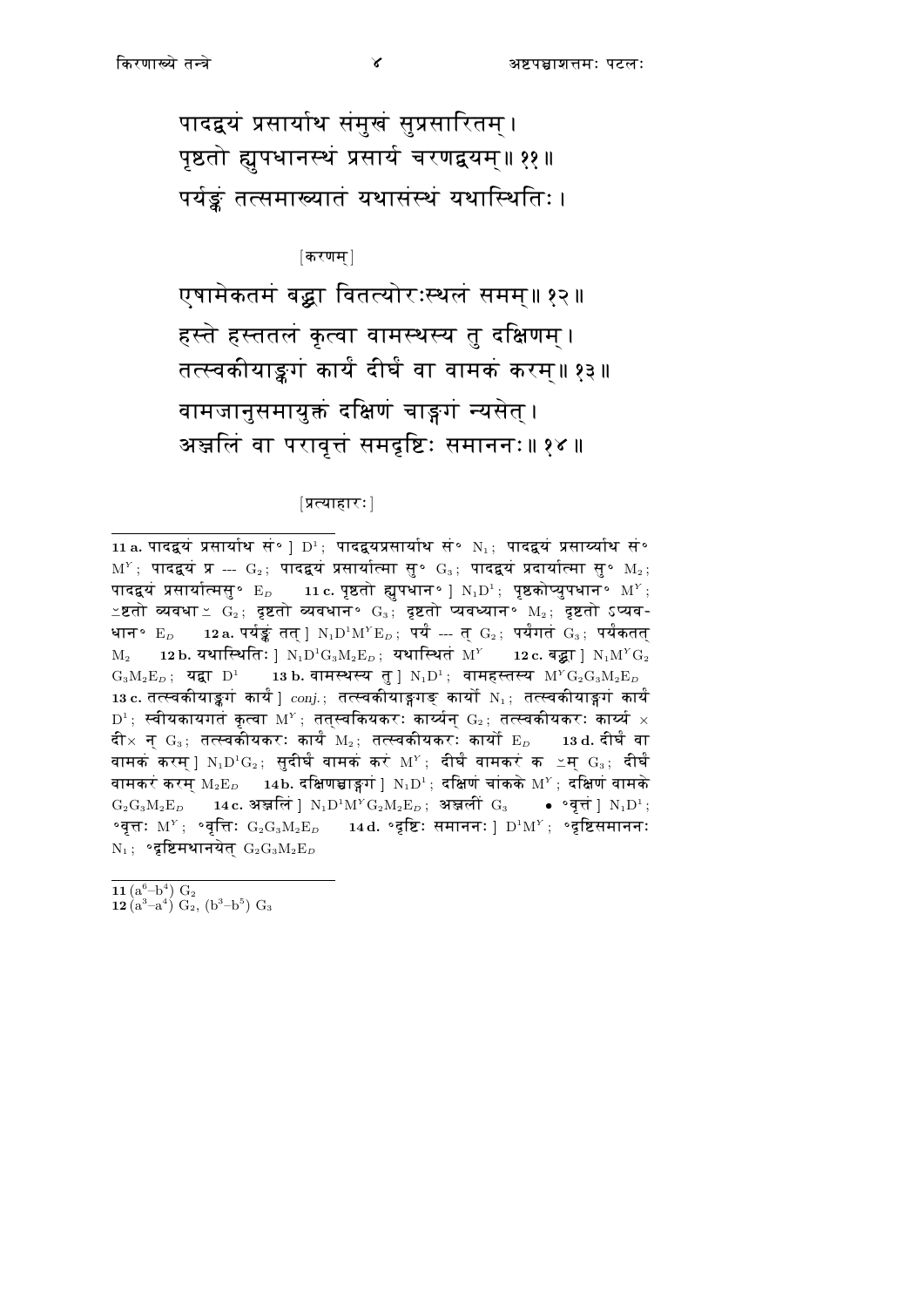पादद्वयं प्रसार्याथ संमुखं सुप्रसारितम् ।
पृष्ठतो ह्युपधानस्थं प्रसार्य चरणद्वयम् ॥ ११ ॥
पर्यङ्कं तत्समाख्यातं यथासंस्थं यथास्थितिः ।

[करणम्]

एषामेकतमं बद्धा वितत्योरःस्थलं समम् ॥ १२ ॥
हस्ते हस्ततलं कृत्वा वामस्थस्य तु दक्षिणम् ।
तत्स्वकीयाङ्कगं कार्यं दीर्घं वा वामकं करम् ॥ १३ ॥
वामजानुसमायुक्तं दक्षिणं चाङ्गगं न्यसेत् ।
अञ्जलिं वा परावृत्तं समदृष्टिः समाननः ॥ १४ ॥

[प्रत्याहारः]

---

**11 a.** पादद्वयं प्रसार्याथ सं° ] $D^1$; पादद्वयप्रसार्याथ सं° $N_1$; पादद्वयं प्रसार्य्याथ सं° $M^Y$; पादद्वयं प्र --- $G_2$; पादद्वयं प्रसार्यात्मा सु° $G_3$; पादद्वयं प्रदार्यात्मा सु° $M_2$; पादद्वयं प्रसार्यात्मसु° $E_D$ **11 c.** पृष्ठतो ह्युपधान° ] $N_1D^1$; पृष्ठकोप्युपधान° $M^Y$; ⌞ष्टतो व्यवधा⌟ $G_2$; दृष्टतो व्यवधान° $G_3$; दृष्टतो प्यवध्यान° $M_2$; दृष्टतो ऽप्यवधान° $E_D$ **12 a.** पर्यङ्कं तत् ] $N_1D^1M^YE_D$; पर्यं --- त् $G_2$; पर्यंगतं $G_3$; पर्यंकतत् $M_2$ **12 b.** यथास्थितिः ] $N_1D^1G_3M_2E_D$; यथास्थितं $M^Y$ **12 c.** बद्धा ] $N_1M^YG_2G_3M_2E_D$; यद्वा $D^1$ **13 b.** वामस्थस्य तु ] $N_1D^1$; वामहस्तस्य $M^YG_2G_3M_2E_D$ **13 c.** तत्स्वकीयाङ्कगं कार्यं ] *conj.*; तत्स्वकीयाङ्गगङ् कार्यो $N_1$; तत्स्वकीयाङ्गगं कार्यं $D^1$; स्वीयकायगतं कृत्वा $M^Y$; तत्स्वकियकरः कार्य्यन् $G_2$; तत्स्वकीयकरः कार्य्य × दी× न् $G_3$; तत्स्वकीयकरः कार्यं $M_2$; तत्स्वकीयकरः कार्यो $E_D$ **13 d.** दीर्घं वा वामकं करम् ] $N_1D^1G_2$; सुदीर्घं वामकं करं $M^Y$; दीर्घं वामकरं क ⌞म् $G_3$; दीर्घं वामकरं करम् $M_2E_D$ **14 b.** दक्षिणञ्चाङ्गगं ] $N_1D^1$; दक्षिणं चांकके $M^Y$; दक्षिणं वामके $G_2G_3M_2E_D$ **14 c.** अञ्जलिं ] $N_1D^1M^YG_2M_2E_D$; अञ्जलीं $G_3$ • °वृत्तं ] $N_1D^1$; °वृत्तः $M^Y$; °वृत्तिः $G_2G_3M_2E_D$ **14 d.** °दृष्टिः समाननः ] $D^1M^Y$; °दृष्टिसमाननः $N_1$; °दृष्टिमथानयेत् $G_2G_3M_2E_D$

---

**11** ($a^6$–$b^4$) $G_2$
**12** ($a^3$–$a^4$) $G_2$, ($b^3$–$b^5$) $G_3$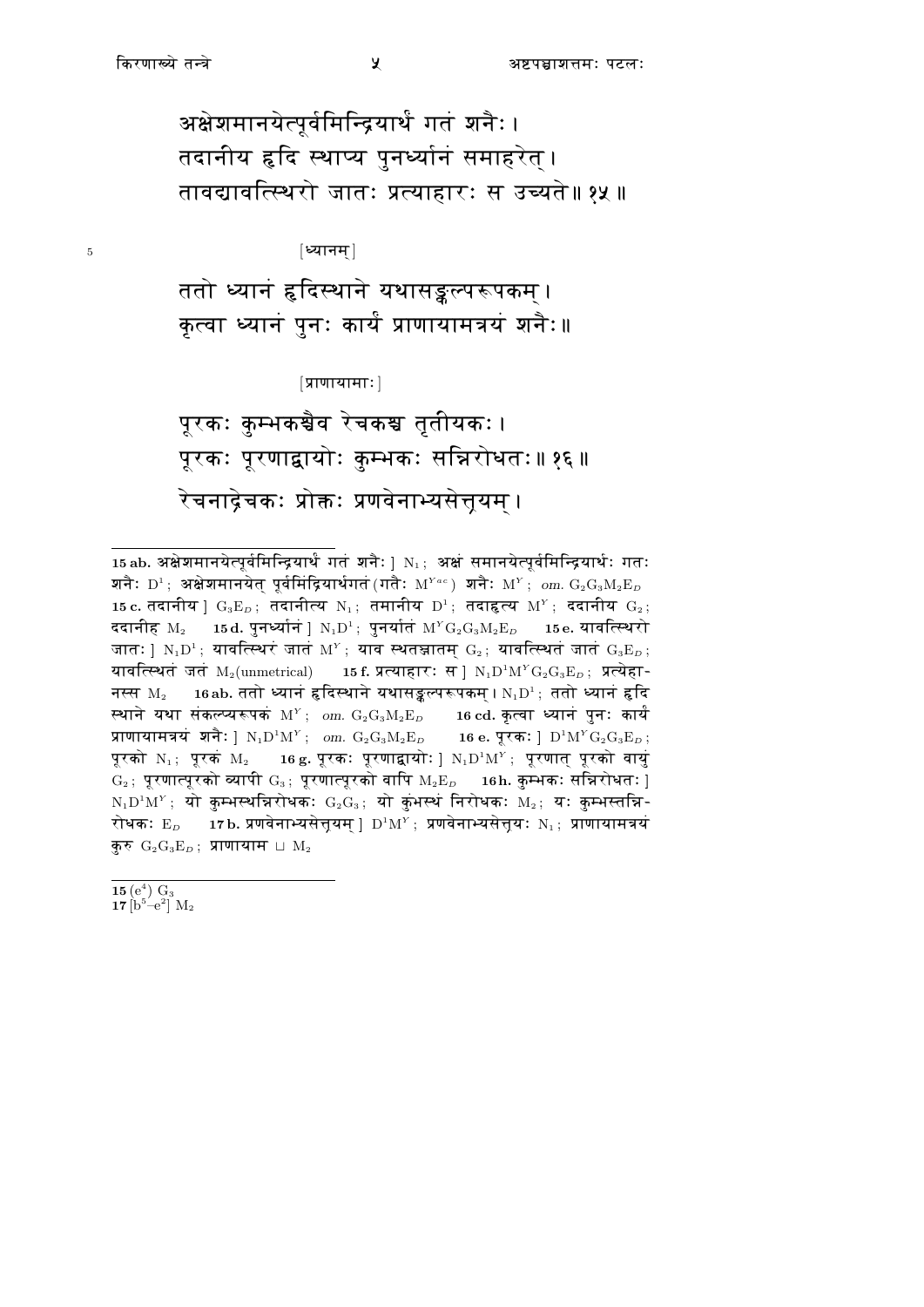अक्षेशमानयेत्पूर्वमिन्द्रियार्थं गतं शनैः।
तदानीय हृदि स्थाप्य पुनर्ध्यानं समाहरेत्।
तावद्यावत्स्थिरो जातः प्रत्याहारः स उच्यते॥ १५॥

[ध्यानम्]

ततो ध्यानं हृदिस्थाने यथासङ्कल्परूपकम्।
कृत्वा ध्यानं पुनः कार्यं प्राणायामत्रयं शनैः॥

[प्राणायामाः]

पूरकः कुम्भकश्चैव रेचकश्च तृतीयकः।
पूरकः पूरणाद्वायोः कुम्भकः सन्निरोधतः॥ १६॥
रेचनाद्रेचकः प्रोक्तः प्रणवेनाभ्यसेत्त्रयम्।

---

**15 ab.** अक्षेशमानयेत्पूर्वमिन्द्रियार्थं गतं शनैः ] $N_1$; अक्षं समानयेत्पूर्वमिन्द्रियार्थः गतः शनैः $D^1$; अक्षेशमानयेत् पूर्वमिंद्रियार्थगतं (गतैः $M^{Yac}$) शनैः $M^Y$; *om.* $G_2G_3M_2E_D$ **15 c.** तदानीय ] $G_3E_D$; तदानीत्य $N_1$; तमानीय $D^1$; तदाहृत्य $M^Y$; ददानीय $G_2$; ददानीह $M_2$ **15 d.** पुनर्ध्यानं ] $N_1D^1$; पुनर्यातं $M^YG_2G_3M_2E_D$ **15 e.** यावत्स्थिरो जातः ] $N_1D^1$; यावत्स्थिरं जातं $M^Y$; याव स्थतञ्जातम् $G_2$; यावत्स्थितं जातं $G_3E_D$; यावत्स्थितं जतं $M_2$(unmetrical) **15 f.** प्रत्याहारः स ] $N_1D^1M^YG_2G_3E_D$; प्रत्येहा-नस्स $M_2$ **16 ab.** ततो ध्यानं हृदिस्थाने यथासङ्कल्परूपकम्। $N_1D^1$; ततो ध्यानं हृदि स्थाने यथा संकल्प्यरूपकं $M^Y$; *om.* $G_2G_3M_2E_D$ **16 cd.** कृत्वा ध्यानं पुनः कार्यं प्राणायामत्रयं शनैः ] $N_1D^1M^Y$; *om.* $G_2G_3M_2E_D$ **16 e.** पूरकः ] $D^1M^YG_2G_3E_D$; पूरको $N_1$; पूरकं $M_2$ **16 g.** पूरकः पूरणाद्वायोः ] $N_1D^1M^Y$; पूरणात् पूरको वायुं $G_2$; पूरणात्पूरको व्यापी $G_3$; पूरणात्पूरको वापि $M_2E_D$ **16 h.** कुम्भकः सन्निरोधतः ] $N_1D^1M^Y$; यो कुम्भस्थन्निरोधकः $G_2G_3$; यो कुंभस्थं निरोधकः $M_2$; यः कुम्भस्तन्नि-रोधकः $E_D$ **17 b.** प्रणवेनाभ्यसेत्त्रयम् ] $D^1M^Y$; प्रणवेनाभ्यसेत्त्रयः $N_1$; प्राणायामत्रयं कुरु $G_2G_3E_D$; प्राणायाम ⊔ $M_2$

---

**15** ($e^4$) $G_3$
**17** [$b^5$–$e^2$] $M_2$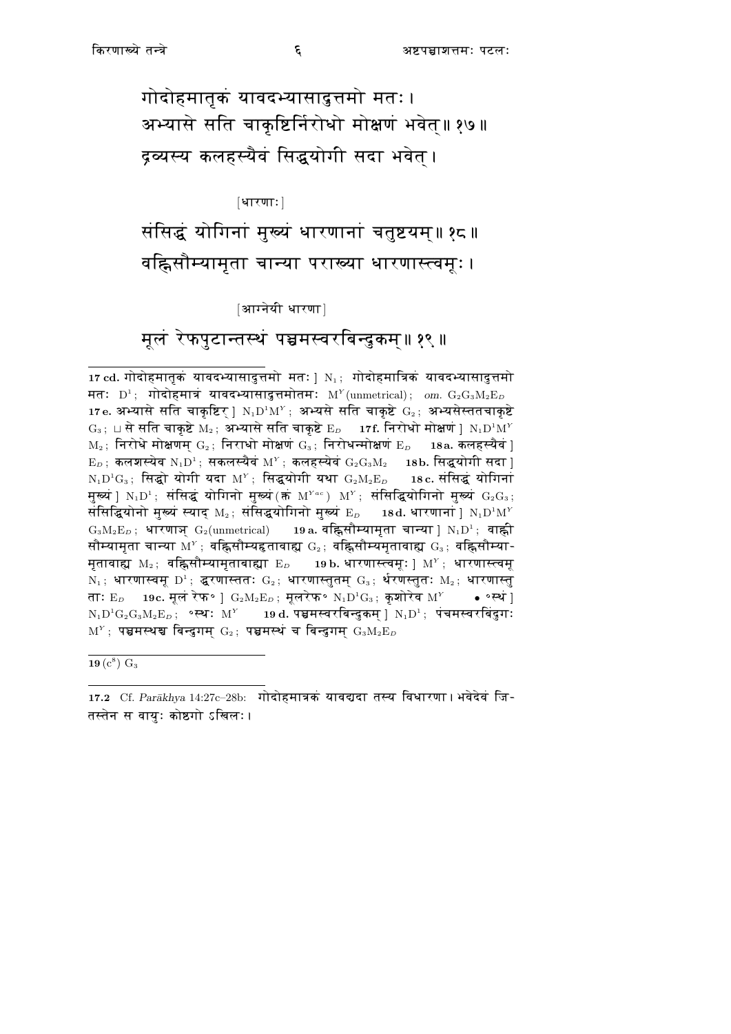गोदोहमातृकं यावदभ्यासादुत्तमो मतः।
अभ्यासे सति चाकृष्टिर्निरोधो मोक्षणं भवेत्॥ १७॥
द्रव्यस्य कलहस्यैवं सिद्धयोगी सदा भवेत्।

[धारणाः]

संसिद्धं योगिनां मुख्यं धारणानां चतुष्टयम्॥ १८॥
वह्निसौम्यामृता चान्या पराख्या धारणास्त्वमूः।

[आग्नेयी धारणा]

मूलं रेफपुटान्तस्थं पञ्चमस्वरबिन्दुकम्॥ १९॥

---

**17 cd.** गोदोहमातृकं यावदभ्यासादुत्तमो मतः ] $N_1$; गोदोहमात्रिकं यावदभ्यासादुत्तमो मतः $D^1$; गोदोहमात्रं यावदभ्यासादुत्तमोतमः $M^Y$(unmetrical); *om.* $G_2G_3M_2E_D$ **17 e.** अभ्यासे सति चाकृष्टिर् ] $N_1D^1M^Y$; अभ्यसे सति चाकृष्टे $G_2$; अभ्यसेस्ततचाकृष्टे $G_3$; ⊔ से सति चाकृष्टे $M_2$; अभ्यासे सति चाकृष्टे $E_D$ **17 f.** निरोधो मोक्षणं ] $N_1D^1M^Y$ $M_2$; निरोधे मोक्षणम् $G_2$; निराधो मोक्षणं $G_3$; निरोधन्मोक्षणं $E_D$ **18 a.** कलहस्यैवं ] $E_D$; कलशस्येव $N_1D^1$; सकलस्यैवं $M^Y$; कलहस्येवं $G_2G_3M_2$ **18 b.** सिद्धयोगी सदा ] $N_1D^1G_3$; सिद्धो योगी यदा $M^Y$; सिद्धयोगी यथा $G_2M_2E_D$ **18 c.** संसिद्धं योगिनां मुख्यं ] $N_1D^1$; संसिद्धं योगिनो मुख्यं (क्तं $M^{Yac}$) $M^Y$; संसिद्धियोगिनो मुख्यं $G_2G_3$; संसिद्धियोनो मुख्यं स्याद् $M_2$; संसिद्धयोगिनो मुख्यं $E_D$ **18 d.** धारणानां ] $N_1D^1M^Y$ $G_3M_2E_D$; धारणाञ् $G_2$(unmetrical) **19 a.** वह्निसौम्यामृता चान्या ] $N_1D^1$; वाह्नी सौम्यामृता चान्या $M^Y$; वह्निसौम्यह्वतावाह्य $G_2$; वह्निसौम्यमृतावाह्य $G_3$; वह्निसौम्यामृतावाह्य $M_2$; वह्निसौम्यामृतावाह्या $E_D$ **19 b.** धारणास्त्वमूः ] $M^Y$; धारणास्त्वमू $N_1$; धारणास्त्वम् $D^1$; द्धरणास्ततः $G_2$; धारणास्तुतम् $G_3$; र्धरणस्तुतः $M_2$; धारणास्तु ताः $E_D$ **19 c.** मूलं रेफ° ] $G_2M_2E_D$; मूलरेफ° $N_1D^1G_3$; कृशोरेव $M^Y$ • °स्थं ] $N_1D^1G_2G_3M_2E_D$; °स्थः $M^Y$ **19 d.** पञ्चमस्वरबिन्दुकम् ] $N_1D^1$; पंचमस्वरबिंदुगः $M^Y$; पञ्चमस्थश्च बिन्दुगम् $G_2$; पञ्चमस्थं च बिन्दुगम् $G_3M_2E_D$

---

**19** ($c^8$) $G_3$

---

**17.2** Cf. *Parākhya* 14:27c–28b: गोदोहमात्रकं यावद्यदा तस्य विधारणा। भवेदेवं जितस्तेन स वायुः कोष्ठगो ऽखिलः।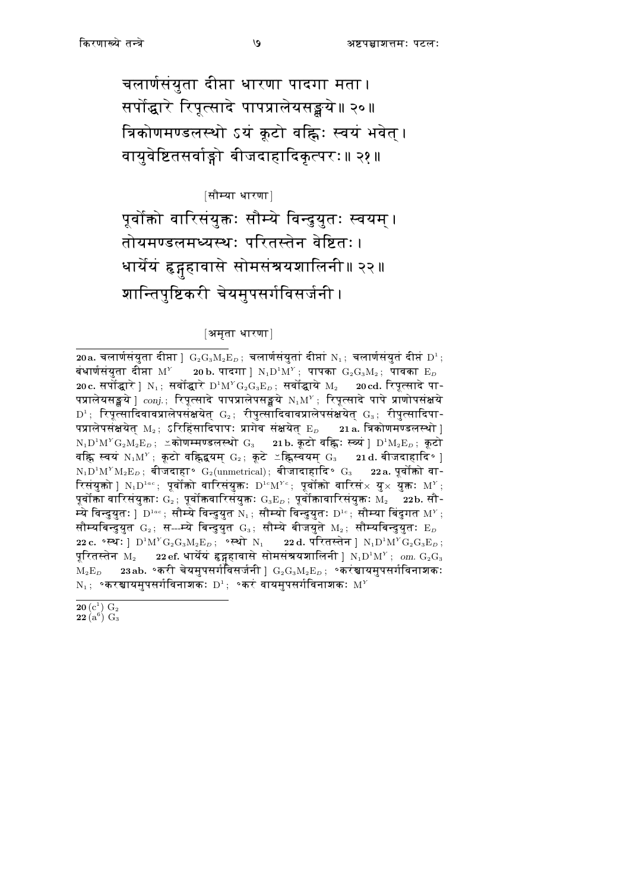चलार्णसंयुता दीप्ता धारणा पादगा मता।
सर्पोद्धारे रिपूत्सादे पापप्रालेयसङ्क्षये॥ २०॥
त्रिकोणमण्डलस्थो ऽयं कूटो वह्निः स्वयं भवेत्।
वायुवेष्टितसर्वाङ्गो बीजदाहादिकृत्परः॥ २१॥

[सौम्या धारणा]

पूर्वोक्तो वारिसंयुक्तः सौम्ये विन्दुयुतः स्वयम्।
तोयमण्डलमध्यस्थः परितस्तेन वेष्टितः।
धार्येयं हृद्गुहावासे सोमसंश्रयशालिनी॥ २२॥
शान्तिपुष्टिकरी चेयमुपसर्गविसर्जनी।

[अमृता धारणा]

---

**20 a.** चलार्णसंयुता दीप्ता ] $G_2G_3M_2E_D$ ; चलार्णसंयुतां दीप्तां $N_1$ ; चलार्णसंयुतं दीप्तं $D^1$ ; बंधार्णसंयुता दीप्ता $M^Y$ **20 b.** पादगा ] $N_1D^1M^Y$ ; पापका $G_2G_3M_2$ ; पावका $E_D$ **20 c.** सर्पोद्धारे ] $N_1$ ; सर्वोद्धारे $D^1M^YG_2G_3E_D$ ; सर्वोद्धाये $M_2$ **20 cd.** रिपूत्सादे पापप्रालेयसङ्क्षये ] *conj.* ; रिपूत्सादे पापप्रालेपसङ्क्षये $N_1M^Y$ ; रिपूत्सादे पापे प्राणोपसंक्षये $D^1$ ; रिपूत्सादिवावप्रालेपसंक्षयेत् $G_2$ ; रीपुत्सादिवावप्रालेपसंक्षयेत् $G_3$ ; रीपुत्सादिपापप्रालेपसंक्षयेत् $M_2$ ; ऽरिहिंसादिपापः प्रागेव संक्षयेत् $E_D$ **21 a.** त्रिकोणमण्डलस्थो ] $N_1D^1M^YG_2M_2E_D$ ; ॅकोणम्मण्डलस्थो $G_3$ **21 b.** कूटो वह्निः स्वयं ] $D^1M_2E_D$ ; कूटो वह्नि स्वयं $N_1M^Y$ ; कूटो वह्निद्वयम् $G_2$ ; कूटे ॅह्निस्वयम् $G_3$ **21 d.** बीजदाहादि° ] $N_1D^1M^YM_2E_D$ ; बीजदाहा° $G_2$(unmetrical) ; बीजादाहादि° $G_3$ **22 a.** पूर्वोक्तो वारिसंयुक्तो ] $N_1D^{1ac}$ ; पूर्वोक्तो वारिसंयुक्तः $D^{1c}M^{Yc}$ ; पूर्वोक्तो वारिसं× युक्तः $M^Y$ ; पूर्वोक्ता वारिसंयुक्ताः $G_2$ ; पूर्वोक्तवारिसंयुक्तः $G_3E_D$ ; पूर्वोक्तावारिसंयुक्तः $M_2$ **22 b.** सौम्ये विन्दुयुतः ] $D^{1ac}$ ; सौम्ये विन्दुयुत $N_1$ ; सौम्यो विन्दुयुतः $D^{1c}$ ; सौम्या विंदुगत $M^Y$ ; सौम्यविन्दुयुत $G_2$ ; स---म्ये विन्दुयुत $G_3$ ; सौम्ये बीजयुते $M_2$ ; सौम्यबिन्दुयुतः $E_D$ **22 c.** °स्थः ] $D^1M^YG_2G_3M_2E_D$ ; °स्थो $N_1$ **22 d.** परितस्तेन ] $N_1D^1M^YG_2G_3E_D$ ; पूरितस्तेन $M_2$ **22 ef.** धार्येयं हृद्गुहावासे सोमसंश्रयशालिनी ] $N_1D^1M^Y$ ; *om.* $G_2G_3M_2E_D$ **23 ab.** °करी चेयमुपसर्गविसर्जनी ] $G_2G_3M_2E_D$ ; °करंश्चायमुपसर्गविनाशकः $N_1$ ; °करञ्चायमुपसर्गविनाशकः $D^1$ ; °करं वायमुपसर्गविनाशकः $M^Y$

---

**20** ($c^1$) $G_2$
**22** ($a^6$) $G_3$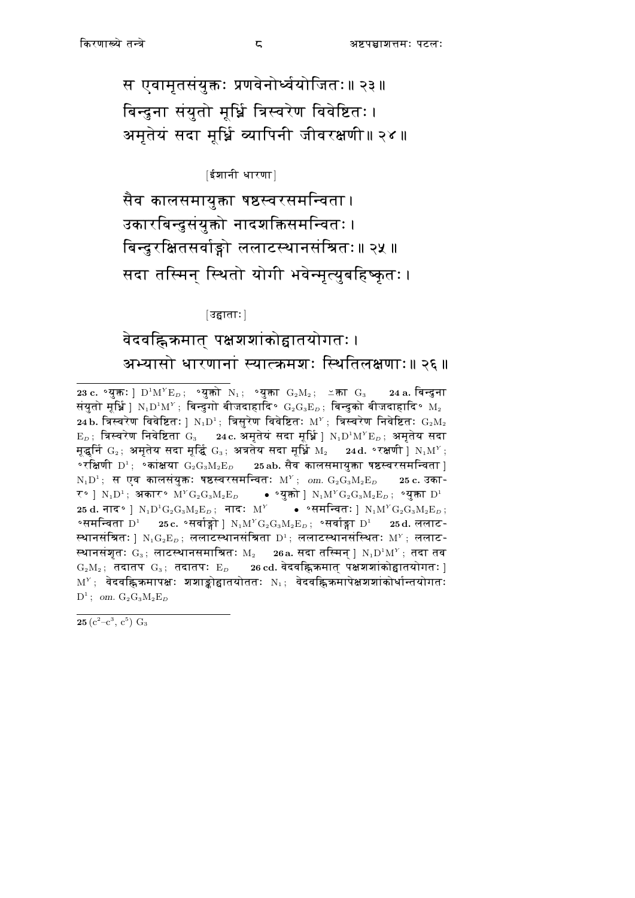स एवामृतसंयुक्तः प्रणवेनोर्ध्वयोजितः॥ २३॥
बिन्दुना संयुतो मूर्ध्नि त्रिस्वरेण विवेष्टितः।
अमृतेयं सदा मूर्ध्नि व्यापिनी जीवरक्षणी॥ २४॥

[ईशानी धारणा]

सैव कालसमायुक्ता षष्ठस्वरसमन्विता।
उकारबिन्दुसंयुक्तो नादशक्तिसमन्वितः।
बिन्दुरक्षितसर्वाङ्गो ललाटस्थानसंश्रितः॥ २५॥
सदा तस्मिन् स्थितो योगी भवेन्मृत्युबहिष्कृतः।

[उद्घाताः]

वेदवह्निक्रमात् पक्षशशांकोद्घातयोगतः।
अभ्यासो धारणानां स्यात्क्रमशः स्थितिलक्षणाः॥ २६॥

---

**23 c.** °युक्तः ] $D^1M^YE_D$; °युक्तो $N_1$; °युक्ता $G_2M_2$; ⌐क्ता $G_3$ **24 a.** बिन्दुना संयुतो मूर्ध्नि ] $N_1D^1M^Y$; बिन्दुगो बीजदाहादि° $G_2G_3E_D$; बिन्दुको बीजदाहादि° $M_2$ **24 b.** त्रिस्वरेण विवेष्टितः ] $N_1D^1$; त्रिसुरेण विवेष्टितः $M^Y$; त्रिस्वरेण निवेष्टितः $G_2M_2$ $E_D$; त्रिस्वरेण निवेष्टिता $G_3$ **24 c.** अमृतेयं सदा मूर्ध्नि ] $N_1D^1M^YE_D$; अमृतेय सदा मूद्धर्नि $G_2$; अमृतेय सदा मूर्द्धि $G_3$; अत्रतेय सदा मूर्ध्नि $M_2$ **24 d.** °रक्षणी ] $N_1M^Y$; °रक्षिणी $D^1$; °कांक्षया $G_2G_3M_2E_D$ **25 ab.** सैव कालसमायुक्ता षष्ठस्वरसमन्विता ] $N_1D^1$; स एव कालसंयुक्तः षष्ठस्वरसमन्वितः $M^Y$; *om.* $G_2G_3M_2E_D$ **25 c.** उकार° ] $N_1D^1$; अकार° $M^YG_2G_3M_2E_D$ • °युक्तो ] $N_1M^YG_2G_3M_2E_D$; °युक्ता $D^1$ **25 d.** नाद° ] $N_1D^1G_2G_3M_2E_D$; नादः $M^Y$ • °समन्वितः ] $N_1M^YG_2G_3M_2E_D$; °समन्विता $D^1$ **25 c.** °सर्वाङ्गो ] $N_1M^YG_2G_3M_2E_D$; °सर्वाङ्गा $D^1$ **25 d.** ललाटस्थानसंश्रितः ] $N_1G_2E_D$; ललाटस्थानसंश्रिता $D^1$; ललाटस्थानसंस्थितः $M^Y$; ललाटस्थानसंशृतः $G_3$; लाटस्थानसमाश्रितः $M_2$ **26 a.** सदा तस्मिन् ] $N_1D^1M^Y$; तदा तव $G_2M_2$; तदातप $G_3$; तदातपः $E_D$ **26 cd.** वेदवह्निक्रमात् पक्षशशांकोद्घातयोगतः ] $M^Y$; वेदवह्निक्रमापक्षः शशाङ्कोद्घातयोततः $N_1$; वेदवह्निक्रमापेक्षशशांकोर्धान्तयोगतः $D^1$; *om.* $G_2G_3M_2E_D$

---

**25** ($c^2$–$c^3$, $c^5$) $G_3$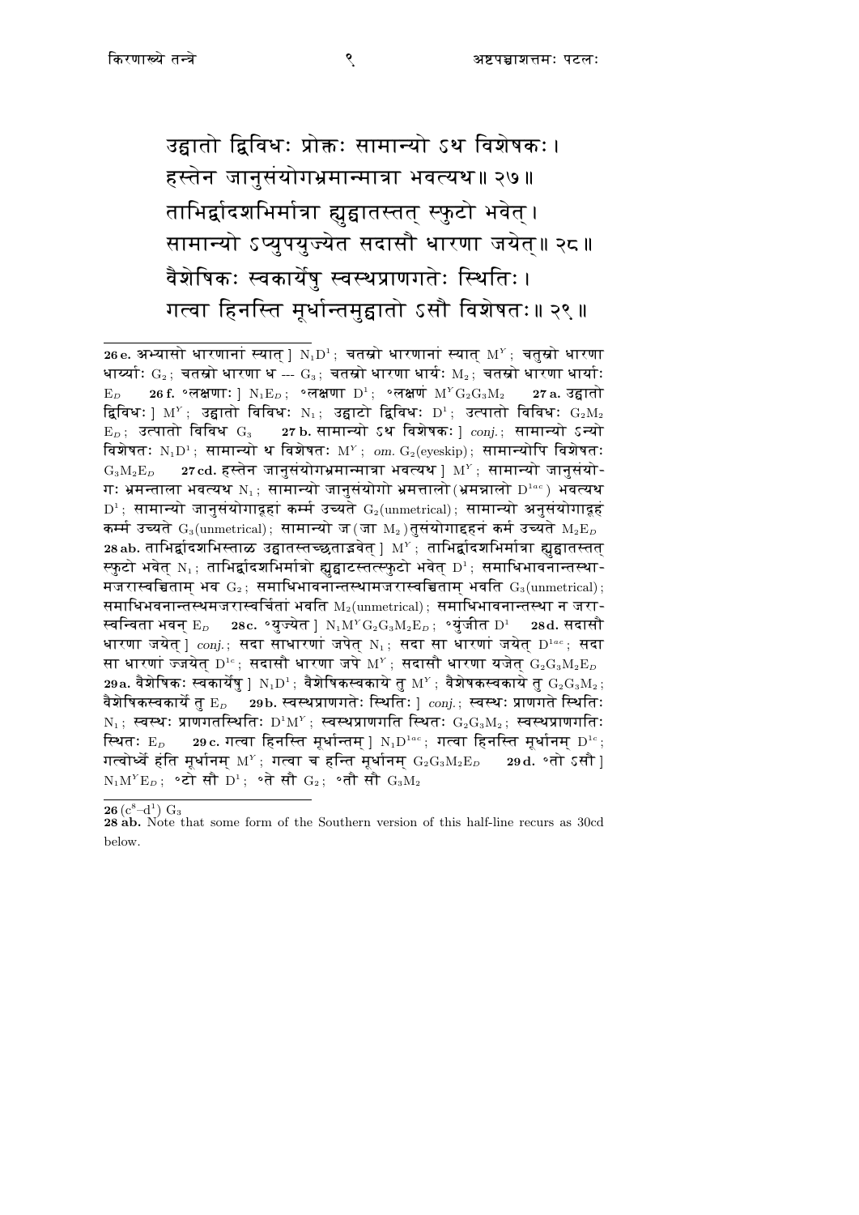उद्घातो द्विविधः प्रोक्तः सामान्यो ऽथ विशेषकः ।
हस्तेन जानुसंयोगभ्रमान्मात्रा भवत्यथ ॥ २७ ॥
ताभिर्द्वादशभिर्मात्रा ह्युद्घातस्तत् स्फुटो भवेत् ।
सामान्यो ऽप्युपयुज्येत सदासौ धारणा जयेत् ॥ २८ ॥
वैशेषिकः स्वकार्येषु स्वस्थप्राणगतेः स्थितिः ।
गत्वा हिनस्ति मूर्धान्तमुद्घातो ऽसौ विशेषतः ॥ २९ ॥

---

**26 e.** अभ्यासो धारणानां स्यात् ] $N_1D^1$; चतस्रो धारणानां स्यात् $M^Y$; चतुस्रो धारणा धार्य्याः $G_2$; चतस्रो धारणा ध --- $G_3$; चतस्रो धारणा धार्यः $M_2$; चतस्रो धारणा धार्याः $E_D$ **26 f.** °लक्षणाः ] $N_1E_D$; °लक्षणा $D^1$; °लक्षणं $M^YG_2G_3M_2$ **27 a.** उद्घातो द्विविधः ] $M^Y$; उद्घातो विविधः $N_1$; उद्घाटो द्विविधः $D^1$; उत्पातो विविधः $G_2M_2E_D$; उत्पातो विविध $G_3$ **27 b.** सामान्यो ऽथ विशेषकः ] *conj.*; सामान्यो ऽन्यो विशेषतः $N_1D^1$; सामान्यो थ विशेषतः $M^Y$; *om.* $G_2$(eyeskip); सामान्योपि विशेषतः $G_3M_2E_D$ **27 cd.** हस्तेन जानुसंयोगभ्रमान्मात्रा भवत्यथ ] $M^Y$; सामान्यो जानुसंयोगः भ्रमन्ताला भवत्यथ $N_1$; सामान्यो जानुसंयोगो भ्रमत्तालो (भ्रमन्नालो $D^{1ac}$) भवत्यथ $D^1$; सामान्यो जानुसंयोगाद्वहां कर्म्म उच्यते $G_2$(unmetrical); सामान्यो अनुसंयोगाद्वहं कर्म्म उच्यते $G_3$(unmetrical); सामान्यो ज (जा $M_2$) तुसंयोगाद्दहनं कर्म उच्यते $M_2E_D$ **28 ab.** ताभिर्द्वादशभिस्ताळ उद्घातस्तच्छताद्भवेत् ] $M^Y$; ताभिर्द्वादशभिर्मात्रा ह्युद्घातस्तत् स्फुटो भवेत् $N_1$; ताभिर्द्वादशभिर्मात्रो ह्युद्घाटस्तत्स्फुटो भवेत् $D^1$; समाधिभावनान्तस्थामजरास्वच्चिताम् भव $G_2$; समाधिभावनान्तस्थामजरास्वच्चिताम् भवति $G_3$(unmetrical); समाधिभवनान्तस्थमजरास्वर्चितां भवति $M_2$(unmetrical); समाधिभावनान्तस्था न जरास्वन्विता भवन् $E_D$ **28 c.** °युज्येत ] $N_1M^YG_2G_3M_2E_D$; °युंजीत $D^1$ **28 d.** सदासौ धारणा जयेत् ] *conj.*; सदा साधारणां जपेत् $N_1$; सदा सा धारणां जयेत् $D^{1ac}$; सदा सा धारणां ज्जयेत् $D^{1c}$; सदासौ धारणा जपे $M^Y$; सदासौ धारणा यजेत् $G_2G_3M_2E_D$ **29 a.** वैशेषिकः स्वकार्येषु ] $N_1D^1$; वैशेषिकस्वकाये तु $M^Y$; वैशेषकस्वकाये तु $G_2G_3M_2$; वैशेषिकस्वकार्ये तु $E_D$ **29 b.** स्वस्थप्राणगतेः स्थितिः ] *conj.*; स्वस्थः प्राणगते स्थितिः $N_1$; स्वस्थः प्राणगतस्थितिः $D^1M^Y$; स्वस्थप्राणगति स्थितः $G_2G_3M_2$; स्वस्थप्राणगतिः स्थितः $E_D$ **29 c.** गत्वा हिनस्ति मूर्धान्तम् ] $N_1D^{1ac}$; गत्वा हिनस्ति मूर्धानम् $D^{1c}$; गत्वोर्ध्वे हंति मूर्धानम् $M^Y$; गत्वा च हन्ति मूर्धानम् $G_2G_3M_2E_D$ **29 d.** °तो ऽसौ ] $N_1M^YE_D$; °टो सौ $D^1$; °ते सौ $G_2$; °तौ सौ $G_3M_2$

---

**26** ($c^8$–$d^1$) $G_3$

**28 ab.** Note that some form of the Southern version of this half-line recurs as 30cd below.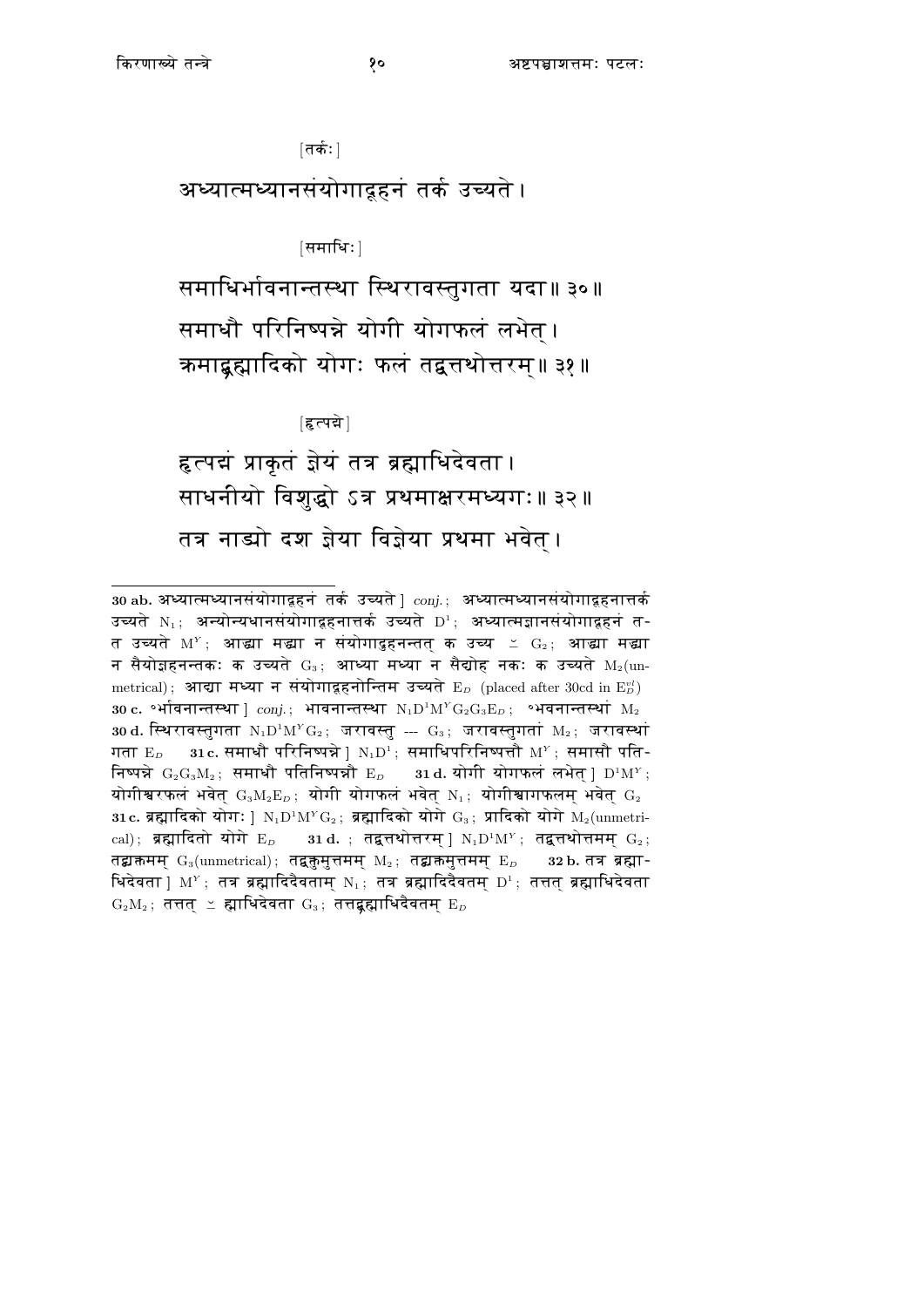[तर्कः]

अध्यात्मध्यानसंयोगादूहनं तर्क उच्यते।

[समाधिः]

समाधिर्भावनान्तस्था स्थिरावस्तुगता यदा॥ ३०॥

समाधौ परिनिष्पन्ने योगी योगफलं लभेत्।

क्रमाद्ब्रह्मादिको योगः फलं तद्वत्तथोत्तरम्॥ ३१॥

[हृत्पद्मे]

हृत्पद्मं प्राकृतं ज्ञेयं तत्र ब्रह्माधिदेवता।

साधनीयो विशुद्धो ऽत्र प्रथमाक्षरमध्यगः॥ ३२॥

तत्र नाड्यो दश ज्ञेया विज्ञेया प्रथमा भवेत्।

---

**30 ab.** अध्यात्मध्यानसंयोगादूहनं तर्क उच्यते ] *conj.*; अध्यात्मध्यानसंयोगादूहनात्तर्क उच्यते $N_1$; अन्योन्यधानसंयोगादूहनात्तर्क उच्यते $D^1$; अध्यात्मज्ञानसंयोगादूहनं त-त उच्यते $M^Y$; आद्या मद्या न संयोगादुहनन्तत् क उच्य ⊻ $G_2$; आद्या मद्या न सैयोज्ञहनन्तकः क उच्यते $G_3$; आध्या मध्या न सैद्योह नकः क उच्यते $M_2$(unmetrical); आद्या मध्या न संयोगादूहनोन्तिम उच्यते $E_D$ (placed after 30cd in $E_D^{ed}$) **30 c.** °र्भावनान्तस्था ] *conj.*; भावनान्तस्था $N_1D^1M^YG_2G_3E_D$; °भवनान्तस्थां $M_2$ **30 d.** स्थिरावस्तुगता $N_1D^1M^YG_2$; जरावस्तु --- $G_3$; जरावस्तुगतां $M_2$; जरावस्थां गता $E_D$ **31 c.** समाधौ परिनिष्पन्ने ] $N_1D^1$; समाधिपरिनिष्पत्तौ $M^Y$; समासौ पति-निष्पन्ने $G_2G_3M_2$; समाधौ पतिनिष्पन्नौ $E_D$ **31 d.** योगी योगफलं लभेत् ] $D^1M^Y$; योगीश्वरफलं भवेत् $G_3M_2E_D$; योगी योगफलं भवेत् $N_1$; योगीश्वागफलम् भवेत् $G_2$ **31 c.** ब्रह्मादिको योगः ] $N_1D^1M^YG_2$; ब्रह्मादिको योगे $G_3$; प्रादिको योगे $M_2$(unmetrical); ब्रह्मादितो योगे $E_D$ **31 d.** ; तद्वत्तथोत्तरम् ] $N_1D^1M^Y$; तद्वत्तथोत्तमम् $G_2$; तद्यक्रमम् $G_3$(unmetrical); तद्वक्तुमुत्तमम् $M_2$; तद्यक्तमुत्तमम् $E_D$ **32 b.** तत्र ब्रह्मा-धिदेवता ] $M^Y$; तत्र ब्रह्मादिदैवताम् $N_1$; तत्र ब्रह्मादिदैवतम् $D^1$; तत्तत् ब्रह्माधिदेवता $G_2M_2$; तत्तत् ⊻ ह्माधिदेवता $G_3$; तत्तद्ब्रह्माधिदैवतम् $E_D$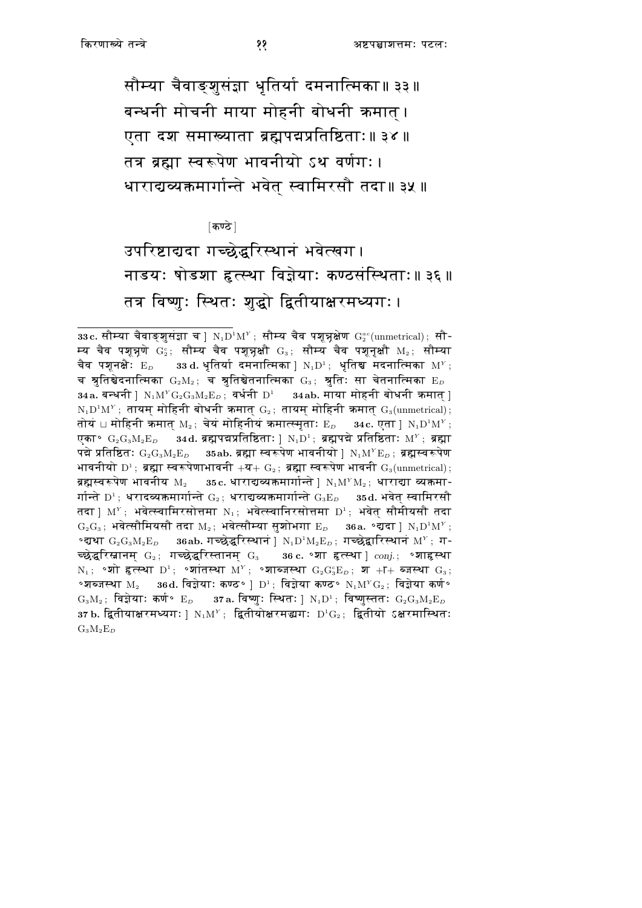सौम्या चैवाङ्कुशसंज्ञा धृतिर्या दमनात्मिका॥ ३३॥
बन्धनी मोचनी माया मोहनी बोधनी क्रमात्।
एता दश समाख्याता ब्रह्मपद्मप्रतिष्ठिताः॥ ३४॥
तत्र ब्रह्मा स्वरूपेण भावनीयो ऽथ वर्णगः।
धाराद्यव्यक्तमार्गान्ते भवेत् स्वामिरसौ तदा॥ ३५॥

[कण्ठे]

उपरिष्टाद्यदा गच्छेद्धरिस्थानं भवेत्खग।
नाडयः षोडशा हृत्स्था विज्ञेयाः कण्ठसंस्थिताः॥ ३६॥
तत्र विष्णुः स्थितः शुद्धो द्वितीयाक्षरमध्यगः।

---

**33c.** सौम्या चैवाङ्कुशसंज्ञा च ] $N_1D^1M^Y$; सौम्य चैव पशून्नक्षेण $G_2^{ac}$(unmetrical); सौम्य चैव पशून्नृणे $G_2^c$; सौम्य चैव पशून्नृक्षौ $G_3$; सौम्य चैव पशूनृक्षौ $M_2$; सौम्या चैव पशूनक्षैः $E_D$ **33 d.** धृतिर्या दमनात्मिका ] $N_1D^1$; धृतिश्च मदनात्मिका $M^Y$; च श्रुतिश्चेदनात्मिका $G_2M_2$; च श्रुतिश्चेतनात्मिका $G_3$; श्रुतिः सा चेतनात्मिका $E_D$ **34 a.** बन्धनी ] $N_1M^YG_2G_3M_2E_D$; वर्धनी $D^1$ **34 ab.** माया मोहनी बोधनी क्रमात् ] $N_1D^1M^Y$; तायम् मोहिनी बोधनी क्रमात् $G_2$; तायम् मोहिनी क्रमात् $G_3$(unmetrical); तोयं ⊔ मोहिनी क्रमात् $M_2$; चेयं मोहिनीयं क्रमात्स्मृताः $E_D$ **34 c.** एता ] $N_1D^1M^Y$; एका° $G_2G_3M_2E_D$ **34 d.** ब्रह्मपद्मप्रतिष्ठिताः ] $N_1D^1$; ब्रह्मपद्मे प्रतिष्ठिताः $M^Y$; ब्रह्मा पद्मे प्रतिष्ठितः $G_2G_3M_2E_D$ **35 ab.** ब्रह्मा स्वरूपेण भावनीयो ] $N_1M^YE_D$; ब्रह्मस्वरूपेण भावनीयो $D^1$; ब्रह्मा स्वरूपेणाभावनी +य+ $G_2$; ब्रह्मा स्वरूपेण भावनी $G_3$(unmetrical); ब्रह्मस्वरूपेण भावनीय $M_2$ **35 c.** धाराद्यव्यक्तमार्गान्ते ] $N_1M^YM_2$; धाराद्या व्यक्तमार्गान्ते $D^1$; धरादव्यक्तमार्गान्ते $G_2$; धराद्यव्यक्तमार्गान्ते $G_3E_D$ **35 d.** भवेत् स्वामिरसौ तदा ] $M^Y$; भवेत्स्वामिरसोत्तमा $N_1$; भवेत्स्वानिरसोत्तमा $D^1$; भवेत् सौमीयसौ तदा $G_2G_3$; भवेत्सौमियसौ तदा $M_2$; भवेत्सौम्या सुशोभगा $E_D$ **36 a.** °द्यदा ] $N_1D^1M^Y$; °द्यथा $G_2G_3M_2E_D$ **36 ab.** गच्छेद्धरिस्थानं ] $N_1D^1M_2E_D$; गच्छेद्वारिस्थानं $M^Y$; गच्छेद्धरिस्स्नानम् $G_2$; गच्छेद्धरिस्तानम् $G_3$ **36 c.** °शा हृत्स्था ] *conj.*; °शाद्दस्था $N_1$; °शो हृत्स्था $D^1$; °शांतस्था $M^Y$; °शाब्जस्था $G_2G_3^cE_D$; श +ा+ ब्जस्था $G_3$; °शब्जस्था $M_2$ **36 d.** विज्ञेयाः कण्ठ° ] $D^1$; विज्ञेया कण्ठ° $N_1M^YG_2$; विज्ञेया कर्ण° $G_3M_2$; विज्ञेयाः कर्ण° $E_D$ **37 a.** विष्णुः स्थितः ] $N_1D^1$; विष्णुस्ततः $G_2G_3M_2E_D$ **37 b.** द्वितीयाक्षरमध्यगः ] $N_1M^Y$; द्वितीयोक्षरमद्यगः $D^1G_2$; द्वितीयो ऽक्षरमास्थितः $G_3M_2E_D$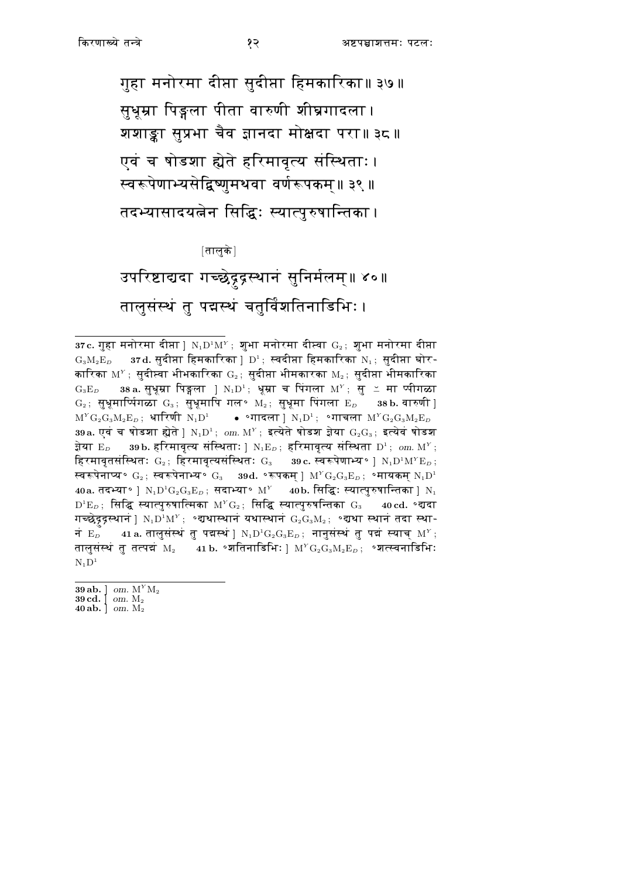गुहा मनोरमा दीप्ता सुदीप्ता हिमकारिका॥ ३७॥

सुधूम्रा पिङ्गला पीता वारुणी शीघ्रगादला।

शशाङ्का सुप्रभा चैव ज्ञानदा मोक्षदा परा॥ ३८॥

एवं च षोडशा ह्येते हरिमावृत्य संस्थिताः।

स्वरूपेणाभ्यसेद्विष्णुमथवा वर्णरूपकम्॥ ३९॥

तदभ्यासादयत्नेन सिद्धिः स्यात्पुरुषान्तिका।

[तालुके]

उपरिष्टाद्यदा गच्छेद्रुद्रस्थानं सुनिर्मलम्॥ ४०॥

तालुसंस्थं तु पद्मस्थं चतुर्विंशतिनाडिभिः।

---

**37 c.** गुहा मनोरमा दीप्ता ] $N_1D^1M^Y$; शुभा मनोरमा दीप्त्वा $G_2$; शुभा मनोरमा दीप्ता $G_3M_2E_D$ **37 d.** सुदीप्ता हिमकारिका ] $D^1$; स्वदीप्ता हिमकारिका $N_1$; सुदीप्ता घोरकारिका $M^Y$; सुदीप्त्वा भीभकारिका $G_2$; सुदीप्ता भीमकारका $M_2$; सुदीप्ता भीमकारिका $G_3E_D$ **38 a.** सुधूम्रा पिङ्गला ] $N_1D^1$; धूम्रा च पिंगला $M^Y$; सु ⌣ मा प्पीगळा $G_2$; सुधूमार्प्पिंगळा $G_3$; सुधूमापि गल° $M_2$; सुधूमा पिंगला $E_D$ **38 b.** वारुणी ] $M^YG_2G_3M_2E_D$; धारिणी $N_1D^1$ • °गादला ] $N_1D^1$; °गाचला $M^YG_2G_3M_2E_D$ **39 a.** एवं च षोडशा ह्येते ] $N_1D^1$; *om.* $M^Y$; इत्येते षोडश ज्ञेया $G_2G_3$; इत्येवं षोडश ज्ञेया $E_D$ **39 b.** हरिमावृत्य संस्थिताः ] $N_1E_D$; हरिमावृत्य संस्थिता $D^1$; *om.* $M^Y$; हिरमावृतसंस्थितः $G_2$; हिरमावृत्यसंस्थितः $G_3$ **39 c.** स्वरूपेणाभ्य° ] $N_1D^1M^YE_D$; स्वरूपेनाप्य° $G_2$; स्वरूपेनाभ्य° $G_3$ **39 d.** °रूपकम् ] $M^YG_2G_3E_D$; °मायकम् $N_1D^1$ **40 a.** तदभ्या° ] $N_1D^1G_2G_3E_D$; सदाभ्या° $M^Y$ **40 b.** सिद्धिः स्यात्पुरुषान्तिका ] $N_1$ $D^1E_D$; सिद्धि स्यात्पुरुषात्मिका $M^YG_2$; सिद्धि स्यात्पुरुषन्तिका $G_3$ **40 cd.** °द्यदा गच्छेद्रुद्रस्थानं ] $N_1D^1M^Y$; °द्यथास्थानं यथास्थानं $G_2G_3M_2$; °द्यथा स्थानं तदा स्थानं $E_D$ **41 a.** तालुसंस्थं तु पद्मस्थं ] $N_1D^1G_2G_3E_D$; नानुसंस्थं तु पद्मं स्याच् $M^Y$; तालुसंस्थं तु तत्पद्मं $M_2$ **41 b.** °शतिनाडिभिः ] $M^YG_2G_3M_2E_D$; °शत्स्वनाडिभिः $N_1D^1$

---

**39 ab.** ] *om.* $M^YM_2$
**39 cd.** ] *om.* $M_2$
**40 ab.** ] *om.* $M_2$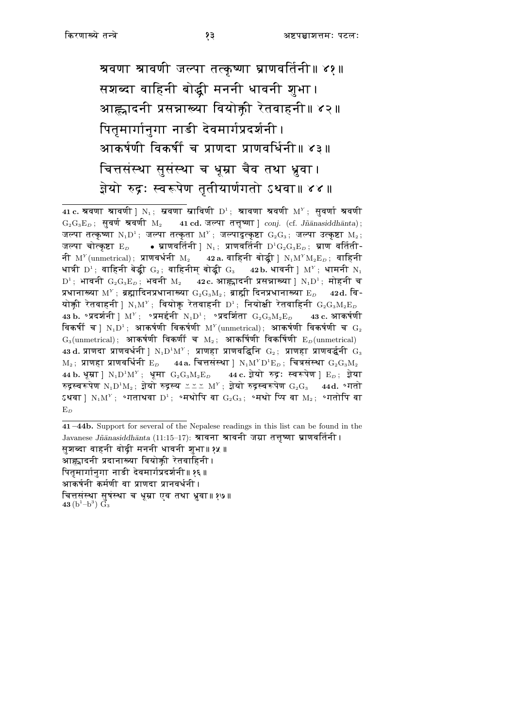श्रवणा श्रावणी जल्पा तत्कृष्णा घ्राणवर्तिनी॥ ४१॥
सशब्दा वाहिनी बोद्ध्री मननी धावनी शुभा।
आह्लादनी प्रसन्नाख्या वियोक्त्री रेतवाहनी॥ ४२॥
पितृमार्गानुगा नाडी देवमार्गप्रदर्शनी।
आकर्षणी विकर्षी च प्राणदा प्राणवर्धिनी॥ ४३॥
चित्तसंस्था सुसंस्था च धूम्रा चैव तथा ध्रुवा।
ज्ञेयो रुद्रः स्वरूपेण तृतीयार्णगतो ऽथवा॥ ४४॥

---

**41 c.** श्रवणा श्रावणी ] $N_1$; स्रवणा स्राविणी $D^1$; श्रावणा श्रवणी $M^Y$; सुवर्णा श्रवणी $G_2G_3E_D$; सुवर्ण श्रवणी $M_2$ **41 cd.** जल्पा तत्कृष्णा ] *conj.* (cf. *Jñānasiddhānta*); जल्पा तत्कृष्णा $N_1D^1$; जल्पा तत्कृता $M^Y$; जल्पाद्रुत्कृष्टा $G_2G_3$; जल्पा उत्कृष्टा $M_2$; जल्पा चोत्कृष्टा $E_D$ • घ्राणवर्तिनी ] $N_1$; प्राणवर्तिनी $D^1G_2G_3E_D$; घ्राण वर्तिती- नी $M^Y$(unmetrical); प्राणवर्धनी $M_2$ **42 a.** वाहिनी बोद्ध्री ] $N_1M^YM_2E_D$; वाहिनी धात्री $D^1$; वाहिनी वेद्ध्री $G_2$; वाहिनीम् बोद्ध्री $G_3$ **42 b.** धावनी ] $M^Y$; धामनी $N_1$ $D^1$; भावनी $G_2G_3E_D$; भवनी $M_2$ **42 c.** आह्लादनी प्रसन्नाख्या ] $N_1D^1$; मोहनी च प्रधानाख्या $M^Y$; ब्रह्मादिनप्रधानाख्या $G_2G_3M_2$; ब्राह्मी दिनप्रधानाख्या $E_D$ **42 d.** वि- योक्त्री रेतवाहनी ] $N_1M^Y$; वियोक्तृ रेतवाहनी $D^1$; नियोक्षी रेतवाहिनी $G_2G_3M_2E_D$ **43 b.** °प्रदर्शनी ] $M^Y$; °प्रमर्द्दनी $N_1D^1$; °प्रदर्शिता $G_2G_3M_2E_D$ **43 c.** आकर्षणी विकर्षी च ] $N_1D^1$; आकर्षणी विकर्षणी $M^Y$(unmetrical); आकर्षणी विकर्षणी च $G_2$ $G_3$(unmetrical); आकर्षणी विकर्णी च $M_2$; आकर्षिणी विकर्षिणी $E_D$(unmetrical) **43 d.** प्राणदा प्राणवर्धनी ] $N_1D^1M^Y$; प्राणहा प्राणवद्धिनि $G_2$; प्राणहा प्राणवर्द्धनी $G_3$ $M_2$; प्राणहा प्राणवर्धिनी $E_D$ **44 a.** चित्तसंस्था ] $N_1M^YD^1E_D$; चित्रसंस्था $G_2G_3M_2$ **44 b.** धूम्रा ] $N_1D^1M^Y$; धूमा $G_2G_3M_2E_D$ **44 c.** ज्ञेयो रुद्रः स्वरूपेण ] $E_D$; ज्ञेया रुद्रस्वरूपेण $N_1D^1M_2$; ज्ञेयो रुद्रस्य ⏑⏑⏑ $M^Y$; ज्ञेयो रुद्रस्वरूपेण $G_2G_3$ **44 d.** °गतो ऽथवा ] $N_1M^Y$; °गताथवा $D^1$; °मथोपि वा $G_2G_3$; °मथो प्पि वा $M_2$; °गतोपि वा $E_D$

---

**41–44b.** Support for several of the Nepalese readings in this list can be found in the Javanese *Jñānasiddhānta* (11:15–17): श्रावना श्रावनी जग्रा तत्तृष्णा घ्राणवर्तिनी।
सुशब्दा वाहनी वोद्धी मननी धावनी शुभा॥ १५॥
आह्लादनी प्रदानाख्या वियोक्त्री रेतवाहिनी।
पितृमार्गानुगा नाडी देवमार्गप्रदर्शनी॥ १६॥
आकर्षनी कर्मणी वा प्राणदा प्रानवर्धनी।
चित्तसंस्था सुषंस्था च धूम्रा एव तथा ध्रुवा॥ १७॥
**43** ($b^1$–$b^3$) $G_3$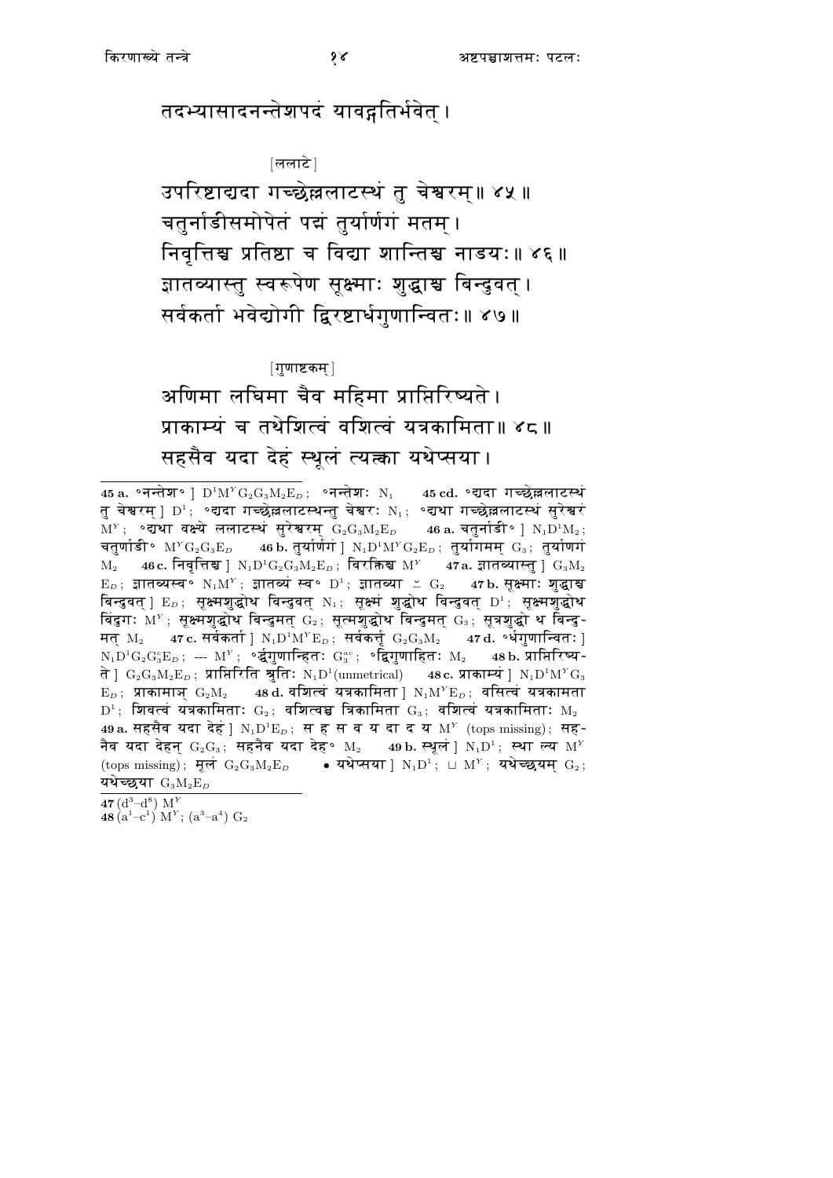तदभ्यासादनन्तेशपदं यावद्गतिर्भवेत् ।

[ललाटे]

उपरिष्टाद्यदा गच्छेल्ललाटस्थं तु चेश्वरम् ॥ ४५ ॥
चतुर्नाडीसमोपेतं पद्मं तुर्यार्णगं मतम् ।
निवृत्तिश्च प्रतिष्ठा च विद्या शान्तिश्च नाडयः ॥ ४६ ॥
ज्ञातव्यास्तु स्वरूपेण सूक्ष्माः शुद्धाश्च बिन्दुवत् ।
सर्वकर्ता भवेद्योगी द्विरष्टार्धगुणान्वितः ॥ ४७ ॥

[गुणाष्टकम्]

अणिमा लघिमा चैव महिमा प्राप्तिरिष्यते ।
प्राकाम्यं च तथेशित्वं वशित्वं यत्रकामिता ॥ ४८ ॥
सहसैव यदा देहं स्थूलं त्यक्त्वा यथेप्सया ।

---

**45 a.** °नन्तेश° ] $D^1M^YG_2G_3M_2E_D$; °नन्तेशः $N_1$ **45 cd.** °द्यदा गच्छेल्ललाटस्थं तु चेश्वरम् ] $D^1$; °द्यदा गच्छेल्ललाटस्थन्तु चेश्वरः $N_1$; °द्यथा गच्छेल्ललाटस्थं सुरेश्वरं $M^Y$; °द्यथा वक्ष्ये ललाटस्थं सुरेश्वरम् $G_2G_3M_2E_D$ **46 a.** चतुर्नाडी° ] $N_1D^1M_2$; चतुर्णाडी° $M^YG_2G_3E_D$ **46 b.** तुर्यार्णगं ] $N_1D^1M^YG_2E_D$; तुर्यागमम् $G_3$; तुर्याणगं $M_2$ **46 c.** निवृत्तिश्च ] $N_1D^1G_2G_3M_2E_D$; विरक्तिश्च $M^Y$ **47 a.** ज्ञातव्यास्तु ] $G_3M_2$ $E_D$; ज्ञातव्यस्व° $N_1M^Y$; ज्ञातव्यं स्व° $D^1$; ज्ञातव्या ⌣ $G_2$ **47 b.** सूक्ष्माः शुद्धाश्च बिन्दुवत् ] $E_D$; सूक्ष्मशुद्धोथ बिन्दुवत् $N_1$; सूक्ष्मं शुद्धोथ बिन्दुवत् $D^1$; सूक्ष्मशुद्धोथ बिद्रुगः $M^Y$; सूक्ष्मशुद्धोथ बिन्दुमत् $G_2$; सूत्मशुद्धोथ बिन्दुमत् $G_3$; सूत्रशुद्धो थ बिन्दुमत् $M_2$ **47 c.** सर्वकर्ता ] $N_1D^1M^YE_D$; सर्वकर्त्तृ $G_2G_3M_2$ **47 d.** °र्धगुणान्वितः ] $N_1D^1G_2G_3^cE_D$; --- $M^Y$; °र्द्धगुणान्हितः $G_3^{ac}$; °द्विगुणाहितः $M_2$ **48 b.** प्राप्तिरिष्यते ] $G_2G_3M_2E_D$; प्राप्तिरिति श्रुतिः $N_1D^1$(unmetrical) **48 c.** प्राकाम्यं ] $N_1D^1M^YG_3$ $E_D$; प्राकामाञ् $G_2M_2$ **48 d.** वशित्वं यत्रकामिता ] $N_1M^YE_D$; वसित्वं यत्रकामता $D^1$; शिवत्वं यत्रकामिताः $G_2$; वशित्वञ्च त्रिकामिता $G_3$; वशित्वं यत्रकामिताः $M_2$ **49 a.** सहसैव यदा देहं ] $N_1D^1E_D$; स ह स व य दा द य $M^Y$ (tops missing); सहनैव यदा देहन् $G_2G_3$; सहनैव यदा देह° $M_2$ **49 b.** स्थूलं ] $N_1D^1$; स्था ल्य $M^Y$ (tops missing); मूलं $G_2G_3M_2E_D$ • यथेप्सया ] $N_1D^1$; ⊔ $M^Y$; यथेच्छयम् $G_2$; यथेच्छया $G_3M_2E_D$

---

**47** ($d^3$–$d^8$) $M^Y$
**48** ($a^1$–$c^1$) $M^Y$; ($a^3$–$a^4$) $G_2$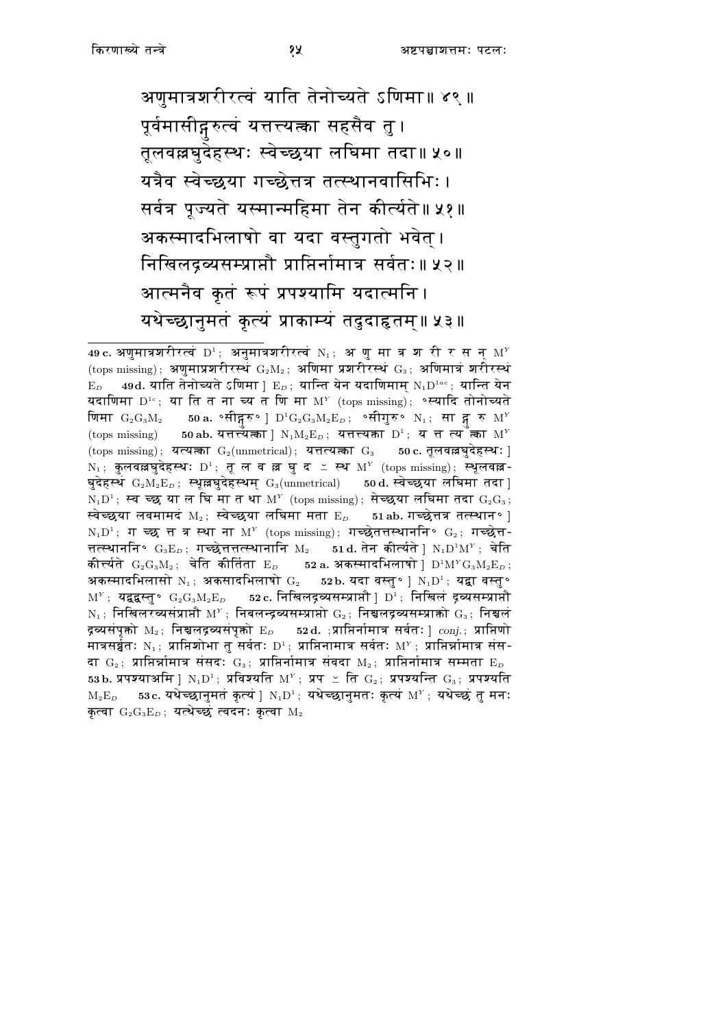अणुमात्रशरीरत्वं याति तेनोच्यते ऽणिमा॥ ४९॥
पूर्वमासीद्गुरुत्वं यत्तत्त्यक्त्वा सहसैव तु।
तूलवल्लघुदेहस्थः स्वेच्छया लघिमा तदा॥ ५०॥
यत्रैव स्वेच्छया गच्छेत्तत्र तत्स्थानवासिभिः।
सर्वत्र पूज्यते यस्मान्महिमा तेन कीर्त्यते॥ ५१॥
अकस्मादभिलाषो वा यदा वस्तुगतो भवेत्।
निखिलद्रव्यसम्प्राप्तौ प्राप्तिर्नामात्र सर्वतः॥ ५२॥
आत्मनैव कृतं रूपं प्रपश्यामि यदात्मनि।
यथेच्छानुमतं कृत्यं प्राकाम्यं तदुदाहृतम्॥ ५३॥

---

**49 c.** अणुमात्रशरीरत्वं $D^1$; अनुमात्रशरीरत्वं $N_1$; अ णु मा त्र श री र स न् $M^Y$ (tops missing); अणुमात्रशरीरस्थं $G_2M_2$; अणिमा प्रशरीरस्थं $G_3$; अणिमात्रं शरीरस्थं $E_D$ **49 d.** याति तेनोच्यते ऽणिमा ] $E_D$; यान्ति येन यदाणिमाम् $N_1D^{1ac}$; यान्ति येन यदाणिमा $D^{1c}$; या ति त ना च्य त णि मा $M^Y$ (tops missing); °स्यादि तोनोच्यते णिमा $G_2G_3M_2$ **50 a.** °सीद्गुरु° ] $D^1G_2G_3M_2E_D$; °सीगुरु° $N_1$; सा द्गु रु $M^Y$ (tops missing) **50 ab.** यत्तत्त्यक्त्वा ] $N_1M_2E_D$; यत्तत्यक्त्वा $D^1$; य त्त त्य क्त्वा $M^Y$ (tops missing); यत्यक्त्वा $G_2$(unmetrical); यत्तत्यक्त्वा $G_3$ **50 c.** तूलवल्लघुदेहस्थः ] $N_1$; कुलवल्लघुदेहस्थः $D^1$; तू ल व ल्ल घु द ⌣ स्थ $M^Y$ (tops missing); स्थूलवल्लघुदेहस्थं $G_2M_2E_D$; स्थूल्लघुदेहस्थम् $G_3$(unmetrical) **50 d.** स्वेच्छया लघिमा तदा ] $N_1D^1$; स्व च्छ या ल घि मा त था $M^Y$ (tops missing); सेच्छया लघिमा तदा $G_2G_3$; स्वेच्छया लवमामदं $M_2$; स्वेच्छया लघिमा मता $E_D$ **51 ab.** गच्छेत्तत्र तत्स्थान° ] $N_1D^1$; ग च्छ त्त त्र स्था ना $M^Y$ (tops missing); गच्छेतत्तस्थानानि° $G_2$; गच्छेत्तत्तत्स्थानानि° $G_3E_D$; गच्छेत्तत्तत्स्थानानि $M_2$ **51 d.** तेन कीर्त्यते ] $N_1D^1M^Y$; चेति कीर्त्त्यते $G_2G_3M_2$; चेति कीर्तिता $E_D$ **52 a.** अकस्मादभिलाषो ] $D^1M^YG_3M_2E_D$; अकस्मादभिलासो $N_1$; अकसादभिलाषो $G_2$ **52 b.** यदा वस्तु° ] $N_1D^1$; यद्वा वस्तु° $M^Y$; यद्वद्वस्तु° $G_2G_3M_2E_D$ **52 c.** निखिलद्रव्यसम्प्राप्तौ ] $D^1$; निखिलं द्रव्यसम्प्राप्तौ $N_1$; निखिलरव्यसंप्राप्तौ $M^Y$; निबलन्द्रव्यसम्प्राप्तो $G_2$; निश्चलद्रव्यसम्प्राक्तो $G_3$; निश्चलं द्रव्यसंपृक्तो $M_2$; निश्चलद्रव्यसंपृक्तो $E_D$ **52 d.** ;प्राप्तिर्नामात्र सर्वतः ] *conj.*; प्राप्तिणो मात्रसर्व्वतः $N_1$; प्राप्तिशोभा तु सर्वतः $D^1$; प्राप्तिनामात्र सर्वतः $M^Y$; प्राप्तिर्न्नामात्र संसदा $G_2$; प्राप्तिर्न्नामात्र संसदः $G_3$; प्राप्तिर्नामात्र संवदा $M_2$; प्राप्तिर्नामात्र सम्मता $E_D$ **53 b.** प्रपश्याअमि ] $N_1D^1$; प्रविश्यति $M^Y$; प्रप ⌣ ति $G_2$; प्रपश्यन्ति $G_3$; प्रपश्यति $M_2E_D$ **53 c.** यथेच्छानुमतं कृत्यं ] $N_1D^1$; यथेच्छानुमतः कृत्यं $M^Y$; यथेच्छं तु मनः कृत्वा $G_2G_3E_D$; यत्थेच्छं त्वदनः कृत्वा $M_2$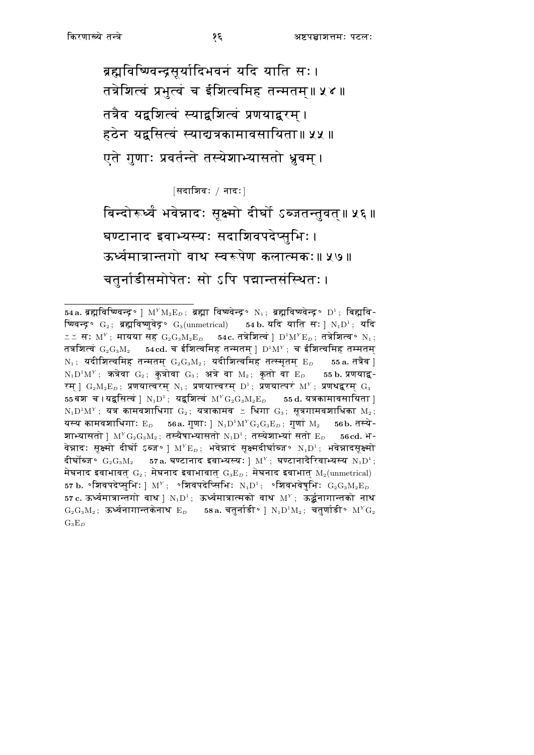ब्रह्मविष्णिवन्द्रसूर्यादिभवनं यदि याति सः।
तत्रेशित्वं प्रभुत्वं च ईशित्वमिह तन्मतम्॥ ५४॥

तत्रैव यद्वशित्वं स्याद्वशित्वं प्रणयाद्वरम्।
हठेन यद्वसित्वं स्याद्यत्रकामावसायिता॥ ५५॥

एते गुणाः प्रवर्तन्ते तस्येशाभ्यासतो ध्रुवम्।

[सदाशिवः / नादः]

बिन्दोरूर्ध्वं भवेन्नादः सूक्ष्मो दीर्घो ऽब्जतन्तुवत्॥ ५६॥

घण्टानाद इवाभ्यस्यः सदाशिवपदेप्सुभिः।
ऊर्ध्वमात्रान्तगो वाथ स्वरूपेण कलात्मकः॥ ५७॥

चतुर्नाडीसमोपेतः सो ऽपि पद्मान्तसंस्थितः।

---

**54a.** ब्रह्मविष्णिवन्द्र॰ ] $M^Y M_2 E_D$; ब्रह्मा विष्ण्वेन्द्र॰ $N_1$; ब्रह्मविष्ण्वेन्द्र॰ $D^1$; विह्मविष्णिवन्द्र॰ $G_2$; ब्रह्मविष्णुवेद्र॰ $G_3$(unmetrical) **54b.** यदि याति सः ] $N_1 D^1$; यदि ⏑⏑ सः $M^Y$; मायया सह $G_2 G_3 M_2 E_D$ **54c.** तत्रेशित्वं ] $D^1 M^Y E_D$; तत्रेशित्व॰ $N_1$; तत्रशित्वं $G_2 G_3 M_2$ **54cd.** च ईशित्वमिह तन्मतम् ] $D^1 M^Y$; च ईशित्वमिह तम्मतम् $N_1$; यदीशित्वमिह तन्मतम् $G_2 G_3 M_2$; यदीशित्वमिह तत्स्मृतम् $E_D$ **55a.** तत्रैव ] $N_1 D^1 M^Y$; कत्रेवा $G_2$; कुत्रोवा $G_3$; अत्रे वा $M_2$; कृतो वा $E_D$ **55b.** प्रणयाद्वरम् ] $G_2 M_2 E_D$; प्रणयात्वरम् $N_1$; प्रणयात्त्वरम् $D^1$; प्रणयात्परं $M^Y$; प्रणथद्वरम् $G_3$ **55**वश च । यद्वसित्वं ] $N_1 D^1$; यद्वशित्वं $M^Y G_2 G_3 M_2 E_D$ **55d.** यत्रकामावसायिता ] $N_1 D^1 M^Y$; यत्र कामवशाधिगा $G_2$; यत्राकामव ⏑ धिगा $G_3$; सूत्रगामवशाधिका $M_2$; यस्य कामवशाधिगाः $E_D$ **56a.** गुणाः ] $N_1 D^1 M^Y G_2 G_3 E_D$; गुणां $M_2$ **56b.** तस्येशाभ्यासतो ] $M^Y G_2 G_3 M_2$; तस्यैषाभ्यासतो $N_1 D^1$; तस्येशाभ्यां सतो $E_D$ **56cd.** भवेन्नादः सूक्ष्मो दीर्घो ऽब्ज॰ ] $M^Y E_D$; भवेन्नादं सूक्ष्मदीर्घाब्ज॰ $N_1 D^1$; भवेन्नादसूक्ष्मो दीर्घोब्ज॰ $G_2 G_3 M_2$ **57a.** घण्टानाद इवाभ्यस्यः ] $M^Y$; घण्टानादैरिवाभ्यस्य $N_1 D^1$; मेघनाद इवाभावत् $G_2$; मेघनाद इवाभावात् $G_3 E_D$; मेघनाद इवाभात् $M_2$(unmetrical) **57b.** ॰शिवपदेप्सुभिः ] $M^Y$; ॰शिवपदेप्सिभिः $N_1 D^1$; ॰शिवभवेषुभिः $G_2 G_3 M_2 E_D$ **57c.** ऊर्ध्वमात्रान्तगो वाथ ] $N_1 D^1$; ऊर्ध्वमात्रात्मको वाथ $M^Y$; ऊर्द्धनागान्तको नाथ $G_2 G_3 M_2$; ऊर्ध्वनागान्तकेनाथ $E_D$ **58a.** चतुर्नाडी॰ ] $N_1 D^1 M_2$; चतुर्णाडी॰ $M^Y G_2 G_3 E_D$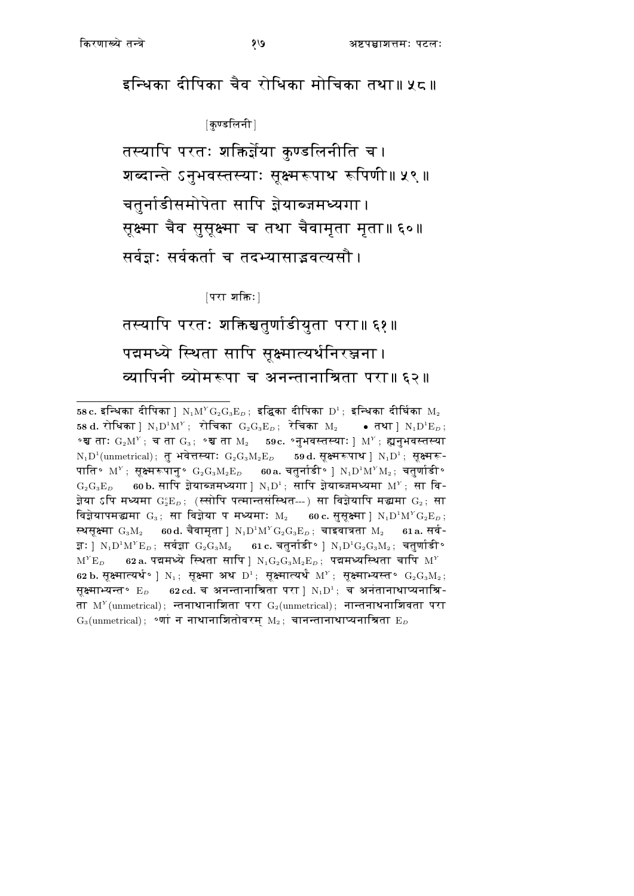इन्धिका दीपिका चैव रोधिका मोचिका तथा॥ ५८॥

[कुण्डलिनी]

तस्यापि परतः शक्तिर्ज्ञेया कुण्डलिनीति च।
शब्दान्ते ऽनुभवस्तस्याः सूक्ष्मरूपाथ रूपिणी॥ ५९॥
चतुर्नाडीसमोपेता सापि ज्ञेयाब्जमध्यगा।
सूक्ष्मा चैव सुसूक्ष्मा च तथा चैवामृता मृता॥ ६०॥
सर्वज्ञः सर्वकर्ता च तदभ्यासाद्भवत्यसौ।

[परा शक्तिः]

तस्यापि परतः शक्तिश्चतुर्णाडीयुता परा॥ ६१॥
पद्ममध्ये स्थिता सापि सूक्ष्मात्यर्थनिरञ्जना।
व्यापिनी व्योमरूपा च अनन्तानाश्रिता परा॥ ६२॥

---

**58 c.** इन्धिका दीपिका ] $N_1M^YG_2G_3E_D$; इद्धिका दीपिका $D^1$; इन्धिका दीर्घिका $M_2$ **58 d.** रोधिका ] $N_1D^1M^Y$; रोचिका $G_2G_3E_D$; रेचिका $M_2$ • तथा ] $N_1D^1E_D$; °श्च ताः $G_2M^Y$; च ता $G_3$; °श्च ता $M_2$ **59 c.** °नुभवस्तस्याः ] $M^Y$; ह्यनुभवस्तस्या $N_1D^1$(unmetrical); तु भवेत्तस्याः $G_2G_3M_2E_D$ **59 d.** सूक्ष्मरूपाथ ] $N_1D^1$; सूक्ष्मरूपाति° $M^Y$; सूक्ष्मरूपानु° $G_2G_3M_2E_D$ **60 a.** चतुर्नाडी° ] $N_1D^1M^YM_2$; चतुर्णाडी° $G_2G_3E_D$ **60 b.** सापि ज्ञेयाब्जमध्यगा ] $N_1D^1$; सापि ज्ञेयाब्जमध्यमा $M^Y$; सा विज्ञेया ऽपि मध्यमा $G_2^cE_D$; (स्सोपि पत्मान्तसंस्थित---) सा विज्ञेयापि मद्यमा $G_2$; सा विज्ञेयापमद्यमा $G_3$; सा विज्ञेया प मध्यमाः $M_2$ **60 c.** सुसूक्ष्मा ] $N_1D^1M^YG_2E_D$; स्थसूक्ष्मा $G_3M_2$ **60 d.** चैवामृता ] $N_1D^1M^YG_2G_3E_D$; चाइवात्रता $M_2$ **61 a.** सर्वज्ञः ] $N_1D^1M^YE_D$; सर्वज्ञा $G_2G_3M_2$ **61 c.** चतुर्नाडी° ] $N_1D^1G_2G_3M_2$; चतुर्णाडी° $M^YE_D$ **62 a.** पद्ममध्ये स्थिता सापि ] $N_1G_2G_3M_2E_D$; पद्ममध्यस्थिता चापि $M^Y$ **62 b.** सूक्ष्मात्यर्थ° ] $N_1$; सूक्ष्मा अथ $D^1$; सूक्ष्मात्यर्थं $M^Y$; सूक्ष्माभ्यस्त° $G_2G_3M_2$; सूक्ष्माभ्यन्त° $E_D$ **62 cd.** च अनन्तानाश्रिता परा ] $N_1D^1$; च अनंतानाथाप्यनाश्रिता $M^Y$(unmetrical); न्तनाथानाशिता परा $G_2$(unmetrical); नान्तनाथनाशिवता परा $G_3$(unmetrical); °णां न नाथानाशितोवरम् $M_2$; चानन्तानाथाप्यनाश्रिता $E_D$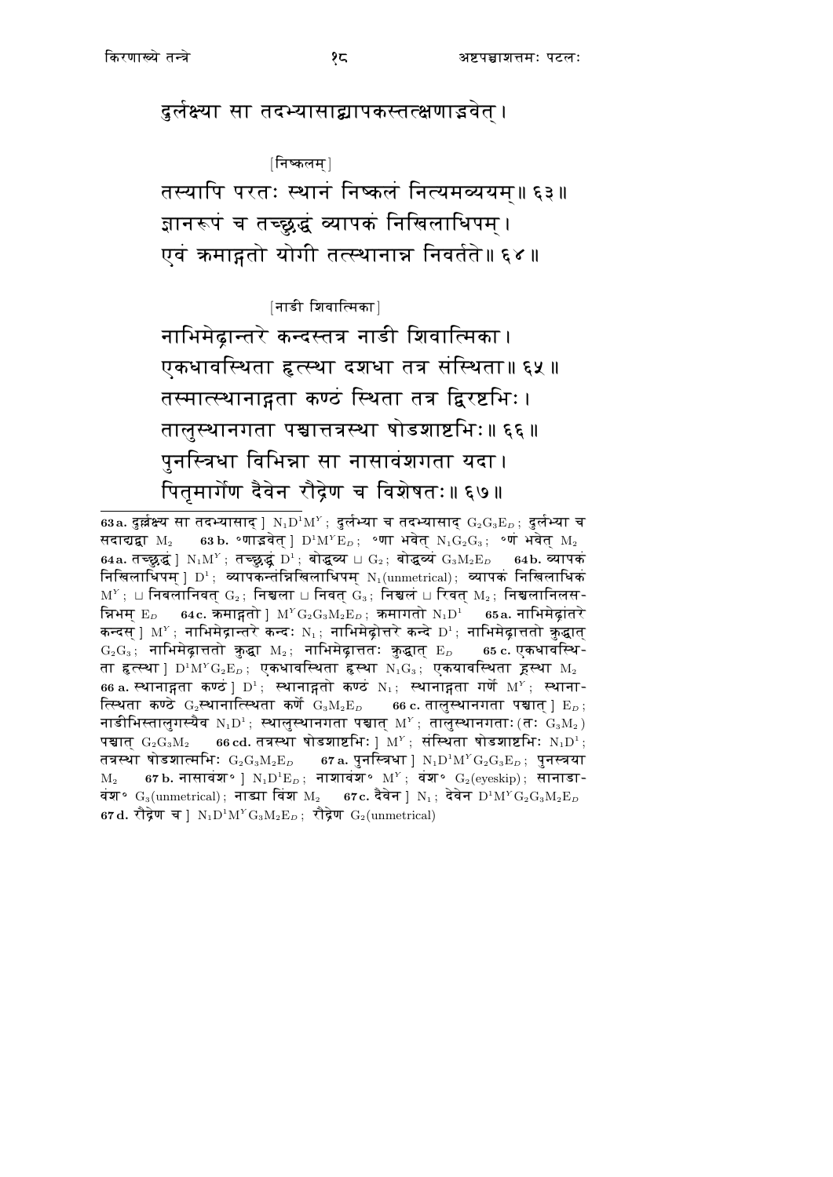दुर्लक्ष्या सा तदभ्यासाद्व्यापकस्तत्क्षणाद्भवेत् ।

[निष्कलम्]

तस्यापि परतः स्थानं निष्कलं नित्यमव्ययम् ॥ ६३ ॥
ज्ञानरूपं च तच्छुद्धं व्यापकं निखिलाधिपम् ।
एवं क्रमाद्गतो योगी तत्स्थानान्न निवर्तते ॥ ६४ ॥

[नाडी शिवात्मिका]

नाभिमेढ्रान्तरे कन्दस्तत्र नाडी शिवात्मिका ।
एकधावस्थिता हृत्स्था दशधा तत्र संस्थिता ॥ ६५ ॥
तस्मात्स्थानाद्गता कण्ठं स्थिता तत्र द्विरष्टभिः ।
तालुस्थानगता पश्चात्तत्रस्था षोडशाष्टभिः ॥ ६६ ॥
पुनस्त्रिधा विभिन्ना सा नासावंशगता यदा ।
पितृमार्गेण दैवेन रौद्रेण च विशेषतः ॥ ६७ ॥

---

**63a.** दुर्लक्ष्य सा तदभ्यासाद् ] $N_1D^1M^Y$; दुर्लभ्या च तदभ्यासाद् $G_2G_3E_D$; दुर्लभ्या च सदाद्यद्वा $M_2$ **63b.** °णाद्भवेत् ] $D^1M^YE_D$; °णा भवेत् $N_1G_2G_3$; °णं भवेत् $M_2$ **64a.** तच्छुद्धं ] $N_1M^Y$; तच्छुद्धं $D^1$; बोद्धव्य ⊔ $G_2$; बोद्धव्यं $G_3M_2E_D$ **64b.** व्यापकं निखिलाधिपम् ] $D^1$; व्यापकन्तंन्निखिलाधिपम् $N_1$(unmetrical); व्यापकं निखिलाधिकं $M^Y$; ⊔ निबलानिवत् $G_2$; निश्चला ⊔ निवत् $G_3$; निश्चलं ⊔ रिवत् $M_2$; निश्चलानिलस-न्निभम् $E_D$ **64c.** क्रमाद्गतो ] $M^YG_2G_3M_2E_D$; क्रमागतो $N_1D^1$ **65a.** नाभिमेढ्रांतरे कन्दस् ] $M^Y$; नाभिमेढ्रान्तरे कन्दः $N_1$; नाभिमेढ्रोत्तरे कन्दे $D^1$; नाभिमेढ्रात्ततो कुद्धात् $G_2G_3$; नाभिमेढ्रात्ततो कुद्धा $M_2$; नाभिमेढ्रात्ततः कुद्धात् $E_D$ **65c.** एकधावस्थि-ता हृत्स्था ] $D^1M^YG_2E_D$; एकधावस्थिता हृस्था $N_1G_3$; एकयावस्थिता ह्रस्था $M_2$ **66a.** स्थानाद्गता कण्ठं ] $D^1$; स्थानाद्गतो कण्ठं $N_1$; स्थानाद्गता गर्णे $M^Y$; स्थाना-त्स्थिता कण्ठे $G_2$स्थानात्स्थिता कर्णे $G_3M_2E_D$ **66c.** तालुस्थानगता पश्चात् ] $E_D$; नाडीभिस्तालुगस्यैव $N_1D^1$; स्थालुस्थानगता पश्चात् $M^Y$; तालुस्थानगताः(तः $G_3M_2$) पश्चात् $G_2G_3M_2$ **66cd.** तत्रस्था षोडशाष्टभिः ] $M^Y$; संस्थिता षोडशाष्टभिः $N_1D^1$; तत्रस्था षोडशात्मभिः $G_2G_3M_2E_D$ **67a.** पुनस्त्रिधा ] $N_1D^1M^YG_2G_3E_D$; पुनस्त्रया $M_2$ **67b.** नासावंश° ] $N_1D^1E_D$; नाशावंश° $M^Y$; वंश° $G_2$(eyeskip); सानाडा-वंश° $G_3$(unmetrical); नाड्या विंश $M_2$ **67c.** दैवेन ] $N_1$; देवेन $D^1M^YG_2G_3M_2E_D$ **67d.** रौद्रेण च ] $N_1D^1M^YG_3M_2E_D$; रौद्रेण $G_2$(unmetrical)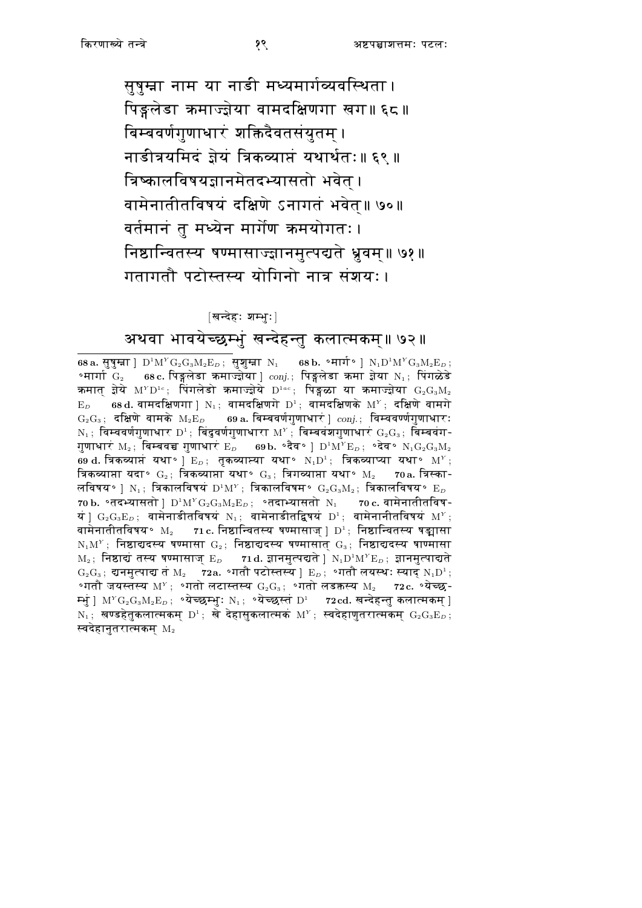सुषुम्ना नाम या नाडी मध्यमार्गव्यवस्थिता।
पिङ्गलेडा क्रमाज्ज्ञेया वामदक्षिणगा खग॥ ६८॥
बिम्बवर्णगुणाधारं शक्तिदैवतसंयुतम्।
नाडीत्रयमिदं ज्ञेयं त्रिकव्याप्तं यथार्थतः॥ ६९॥
त्रिष्कालविषयज्ञानमेतदभ्यासतो भवेत्।
वामेनातीतविषयं दक्षिणे ऽनागतं भवेत्॥ ७०॥
वर्तमानं तु मध्येन मार्गेण क्रमयोगतः।
निष्ठान्वितस्य षण्मासाज्ज्ञानमुत्पद्यते ध्रुवम्॥ ७१॥
गतागतौ पटोस्तस्य योगिनो नात्र संशयः।

[खन्देहः शम्भुः]

अथवा भावयेच्छम्भुं खन्देहन्तु कलात्मकम्॥ ७२॥

---

**68 a.** सुषुम्ना ] $D^1M^YG_2G_3M_2E_D$; सुशुम्ना $N_1$ **68 b.** °मार्ग° ] $N_1D^1M^YG_3M_2E_D$; °मार्गा $G_2$ **68 c.** पिङ्गलेडा क्रमाज्ज्ञेया ] *conj.*; पिङ्गलेडा क्रमा ज्ञेया $N_1$; पिंगळेडे क्रमात् ज्ञेये $M^YD^{1c}$; पिंगलेडो क्रमाज्ञेये $D^{1ac}$; पिङ्गळा या क्रमाज्ज्ञेया $G_2G_3M_2$ $E_D$ **68 d.** वामदक्षिणगा ] $N_1$; वामदक्षिणगे $D^1$; वामदक्षिणके $M^Y$; दक्षिणे वामगे $G_2G_3$; दक्षिणे वामके $M_2E_D$ **69 a.** बिम्बवर्णगुणाधारं ] *conj.*; विम्बवर्णगुणाधारः $N_1$; विम्ववर्णगुणाधार $D^1$; बिंदुवर्णगुणाधारा $M^Y$; बिम्बवंशगुणाधारं $G_2G_3$; बिम्बवंगगुणाधारं $M_2$; बिम्बवच्च गुणाधारं $E_D$ **69 b.** °दैव° ] $D^1M^YE_D$; °देव° $N_1G_2G_3M_2$ **69 d.** त्रिकव्याप्तं यथा° ] $E_D$; तृकव्याप्त्या यथा° $N_1D^1$; त्रिकव्याप्या यथा° $M^Y$; त्रिकव्याप्ता यदा° $G_2$; त्रिकव्याप्ता यथा° $G_3$; त्रिगव्याप्ता यथा° $M_2$ **70 a.** त्रिस्कालविषय° ] $N_1$; त्रिकालविषयं $D^1M^Y$; त्रिकालविषम° $G_2G_3M_2$; त्रिकालविषय° $E_D$ **70 b.** °तदभ्यासतो ] $D^1M^YG_2G_3M_2E_D$; °तदाभ्यासतो $N_1$ **70 c.** वामेनातीतविषयं ] $G_2G_3E_D$; वामेनाडीतविषयं $N_1$; वामेनाडीतद्विषयं $D^1$; वामेनानीतविषयं $M^Y$; वामेनातीतविषय° $M_2$ **71 c.** निष्ठान्वितस्य षण्मासाज् ] $D^1$; निष्ठान्वितस्य षड्मासा $N_1M^Y$; निष्ठाद्यदस्य षण्मासा $G_2$; निष्ठाद्यदस्य षण्मासात् $G_3$; निष्ठाद्यदस्य षाण्मासा $M_2$; निष्ठाद्यं तस्य षण्मासाज् $E_D$ **71 d.** ज्ञानमुत्पद्यते ] $N_1D^1M^YE_D$; ज्ञानमुत्पाद्यते $G_2G_3$; द्यनमुत्पाद्य तं $M_2$ **72 a.** °गतौ पटोस्तस्य ] $E_D$; °गतौ लयस्थः स्याद् $N_1D^1$; °गतौ जयस्तस्य $M^Y$; °गतो लटास्तस्य $G_2G_3$; °गतो लडक्तस्य $M_2$ **72 c.** °येच्छम्भुं ] $M^YG_2G_3M_2E_D$; °येच्छम्भुः $N_1$; °येच्छस्तं $D^1$ **72 cd.** खन्देहन्तु कलात्मकम् ] $N_1$; खण्डहेतुकलात्मकम् $D^1$; खे देहासुकलात्मकं $M^Y$; स्वदेहाणुतरात्मकम् $G_2G_3E_D$; स्वदेहानुतरात्मकम् $M_2$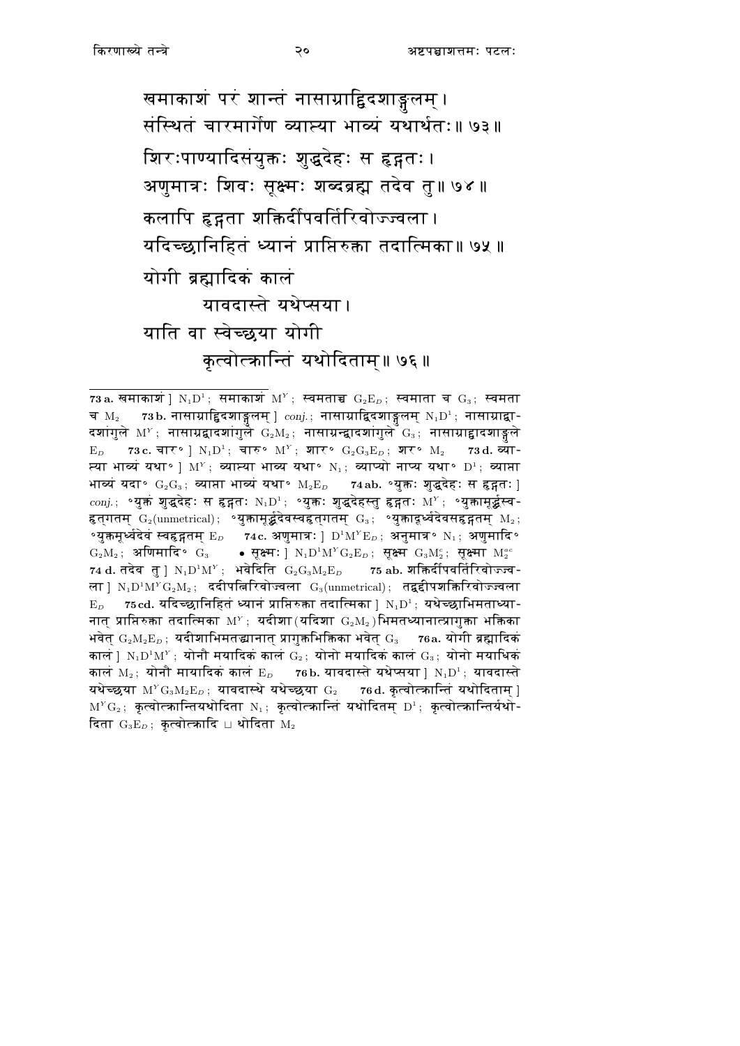खमाकाशं परं शान्तं नासाग्राद्विदशाङ्गुलम्।
संस्थितं चारमार्गेण व्याप्त्या भाव्यं यथार्थतः॥ ७३॥

शिरःपाण्यादिसंयुक्तः शुद्धदेहः स हृद्गतः।
अणुमात्रः शिवः सूक्ष्मः शब्दब्रह्म तदेव तु॥ ७४॥

कलापि हृद्गता शक्तिर्दीपवर्तिरिवोज्ज्वला।
यदिच्छानिहितं ध्यानं प्राप्तिरुक्ता तदात्मिका॥ ७५॥

योगी ब्रह्मादिकं कालं
यावदास्ते यथेप्सया।
याति वा स्वेच्छया योगी
कृत्वोत्क्रान्तिं यथोदिताम्॥ ७६॥

---

**73 a.** खमाकाशं ] $N_1D^1$; समाकाशं $M^Y$; स्वमताच्च $G_2E_D$; स्वमाता च $G_3$; स्वमता च $M_2$ **73 b.** नासाग्राद्विदशाङ्गुलम् ] *conj.*; नासाग्राद्विदशाङ्गुलम् $N_1D^1$; नासाग्राद्वादशांगुले $M^Y$; नासाग्रद्वादशांगुले $G_2M_2$; नासाग्रन्द्वादशांगुले $G_3$; नासाग्राद्वादशाङ्गुले $E_D$ **73 c.** चार॰ ] $N_1D^1$; चारु॰ $M^Y$; शार॰ $G_2G_3E_D$; शर॰ $M_2$ **73 d.** व्याप्त्या भाव्यं यथा॰ ] $M^Y$; व्याप्त्या भाव्य यथा॰ $N_1$; व्याप्यो नाप्य यथा॰ $D^1$; व्याप्ता भाव्यं यदा॰ $G_2G_3$; व्याप्ता भाव्यं यथा॰ $M_2E_D$ **74 ab.** ॰युक्तः शुद्धदेहः स हृद्गतः ] *conj.*; ॰युक्तं शुद्धदेहः स हृद्गतः $N_1D^1$; ॰युक्तः शुद्धदेहस्तु हृद्गतः $M^Y$; ॰युक्तामूर्द्धस्वहृत्गतम् $G_2$(unmetrical); ॰युक्तामूर्द्धदेवस्वहृत्गतम् $G_3$; ॰युक्ताद्र्ध्वदेवसहृद्गतम् $M_2$; ॰युक्तमूर्ध्वदेवं स्वहृद्गतम् $E_D$ **74 c.** अणुमात्रः ] $D^1M^YE_D$; अनुमात्र॰ $N_1$; अणुमादि॰ $G_2M_2$; अणिमादि॰ $G_3$ • सूक्ष्मः ] $N_1D^1M^YG_2E_D$; सूक्ष्म $G_3M_2^c$; सूक्ष्मा $M_2^{ac}$ **74 d.** तदेव तु ] $N_1D^1M^Y$; भवेदिति $G_2G_3M_2E_D$ **75 ab.** शक्तिर्दीपवर्तिरिवोज्ज्वला ] $N_1D^1M^YG_2M_2$; ददीपत्विरिवोज्वला $G_3$(unmetrical); तद्वद्दीपशक्तिरिवोज्ज्वला $E_D$ **75 cd.** यदिच्छानिहितं ध्यानं प्राप्तिरुक्ता तदात्मिका ] $N_1D^1$; यथेच्छाभिमताध्यानात् प्राप्तिरुक्ता तदात्मिका $M^Y$; यदीशा (यदिशा $G_2M_2$) भिमतध्यानात्प्रागुक्ता भक्तिका भवेत् $G_2M_2E_D$; यदीशाभिमतद्धानात् प्रागुक्तभिक्तिका भवेत् $G_3$ **76 a.** योगी ब्रह्मादिकं कालं ] $N_1D^1M^Y$; योनौ मयादिकं कालं $G_2$; योनो मयादिकं कालं $G_3$; योनो मयाधिकं कालं $M_2$; योनौ मायादिकं कालं $E_D$ **76 b.** यावदास्ते यथेप्सया ] $N_1D^1$; यावदास्ते यथेच्छया $M^YG_3M_2E_D$; यावदास्थे यथेच्छया $G_2$ **76 d.** कृत्वोत्क्रान्तिं यथोदिताम् ] $M^YG_2$; कृत्वोत्क्रान्तियथोदिता $N_1$; कृत्वोत्क्रान्तिं यथोदितम् $D^1$; कृत्वोत्क्रान्तिर्यथोदिता $G_3E_D$; कृत्वोत्कादि ⊔ थोदिता $M_2$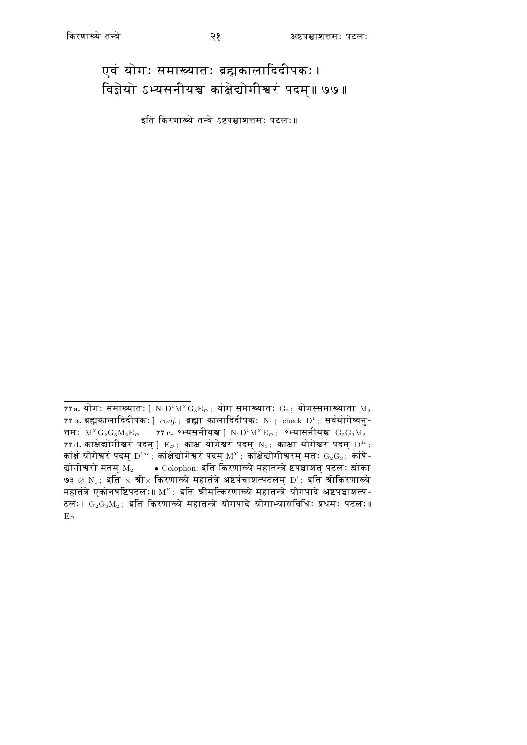एवं योगः समाख्यातः ब्रह्मकालादिदीपकः ।
विज्ञेयो ऽभ्यसनीयश्च कांक्षेद्योगीश्वरं पदम्॥ ७७॥

इति किरणाख्ये तन्त्रे ऽष्टपञ्चाशत्तमः पटलः॥

---

**77 a.** योगः समाख्यातः ] $N_1D^1M^YG_3E_D$ ; योग समाख्यातः $G_2$ ; योगस्समाख्याता $M_2$ **77 b.** ब्रह्मकालादिदीपकः ] *conj.* ; ब्रह्मा कालादिदीपकः $N_1$ ; check $D^1$ ; सर्वयोगेष्वनुत्तमः $M^YG_2G_3M_2E_D$ **77 c.** ॰भ्यसनीयश्च ] $N_1D^1M^YE_D$ ; ॰भ्यासनीयश्च $G_2G_3M_2$ **77 d.** कांक्षेद्योगीश्वरं पदम् ] $E_D$ ; काक्षं योगेश्वरं पदम् $N_1$ ; कांक्षां योगेश्वरं पदम् $D^{1c}$ ; कांक्षं योगेश्वरं पदम् $D^{1ac}$ ; कांक्षेद्योगेश्वरं पदम् $M^Y$ ; कांक्षेद्योगीश्वरम् मतः $G_2G_3$ ; कांषेद्योगीश्वरो मतम् $M_2$ • Colophon: इति किरणाख्ये महातन्त्रे ष्टपञ्चाशत् पटलः श्लोका ७३ ⊗ $N_1$ ; इति × श्री× किरणाख्ये महातंत्रे अष्टपंचाशत्पटलम् $D^1$ ; इति श्रीकिरणाख्ये महातंत्रे एकोनषष्टिपटलः॥ $M^Y$ ; इति श्रीमत्किरणाख्ये महातन्त्रे योगपादे अष्टपञ्चाशत्पटलः । $G_2G_3M_2$ ; इति किरणाख्ये महातन्त्रे योगपादे योगाभ्यासविधिः प्रथमः पटलः॥ $E_D$